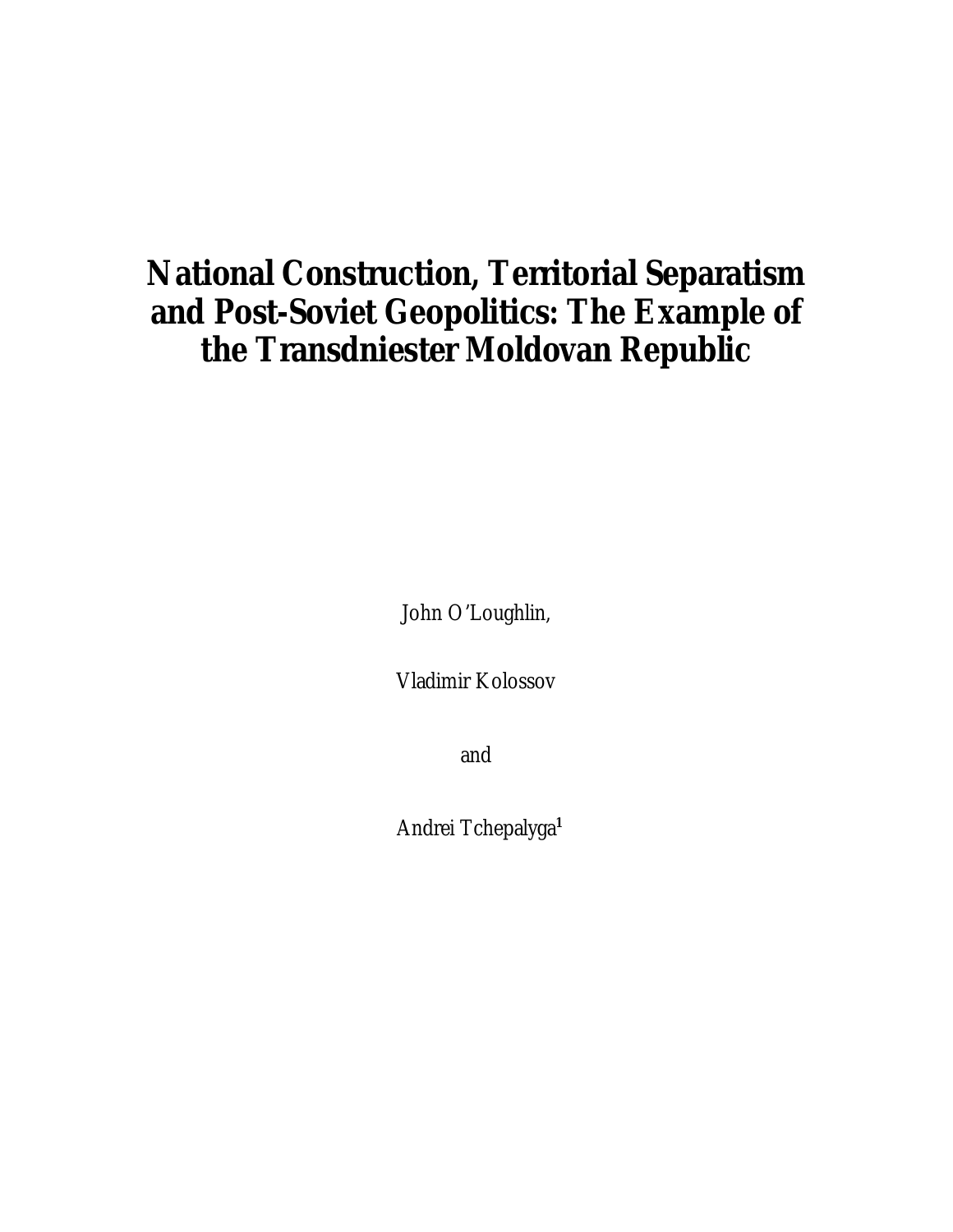# National Construction, Territorial Separatism and Post-Soviet Geopolitics: The Example of the Transdniester Moldovan Republic

John O'Loughlin,

Vladimir Kolossov

and

Andrei Tchepalyga[1]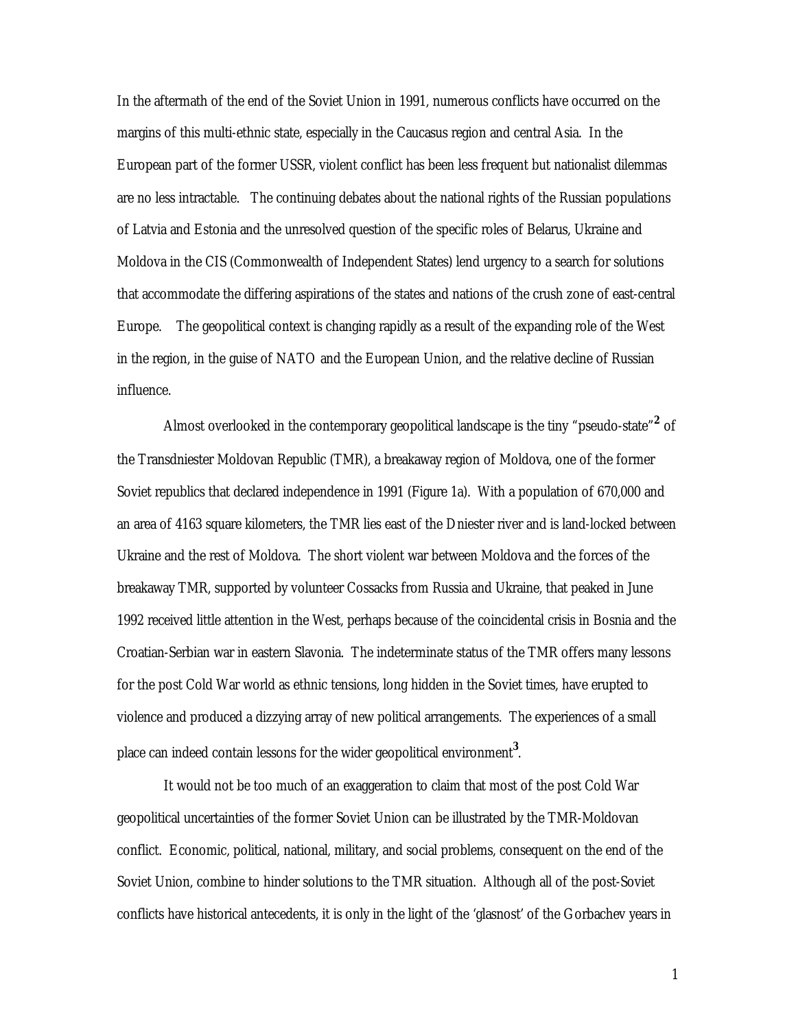In the aftermath of the end of the Soviet Union in 1991, numerous conflicts have occurred on the margins of this multi-ethnic state, especially in the Caucasus region and central Asia. In the European part of the former USSR, violent conflict has been less frequent but nationalist dilemmas are no less intractable. The continuing debates about the national rights of the Russian populations of Latvia and Estonia and the unresolved question of the specific roles of Belarus, Ukraine and Moldova in the CIS (Commonwealth of Independent States) lend urgency to a search for solutions that accommodate the differing aspirations of the states and nations of the crush zone of east-central Europe. The geopolitical context is changing rapidly as a result of the expanding role of the West in the region, in the guise of NATO and the European Union, and the relative decline of Russian influence.

Almost overlooked in the contemporary geopolitical landscape is the tiny "pseudo-state"[2] of the Transdniester Moldovan Republic (TMR), a breakaway region of Moldova, one of the former Soviet republics that declared independence in 1991 (Figure 1a). With a population of 670,000 and an area of 4163 square kilometers, the TMR lies east of the Dniester river and is land-locked between Ukraine and the rest of Moldova. The short violent war between Moldova and the forces of the breakaway TMR, supported by volunteer Cossacks from Russia and Ukraine, that peaked in June 1992 received little attention in the West, perhaps because of the coincidental crisis in Bosnia and the Croatian-Serbian war in eastern Slavonia. The indeterminate status of the TMR offers many lessons for the post Cold War world as ethnic tensions, long hidden in the Soviet times, have erupted to violence and produced a dizzying array of new political arrangements. The experiences of a small place can indeed contain lessons for the wider geopolitical environment[3].

It would not be too much of an exaggeration to claim that most of the post Cold War geopolitical uncertainties of the former Soviet Union can be illustrated by the TMR-Moldovan conflict. Economic, political, national, military, and social problems, consequent on the end of the Soviet Union, combine to hinder solutions to the TMR situation. Although all of the post-Soviet conflicts have historical antecedents, it is only in the light of the 'glasnost' of the Gorbachev years in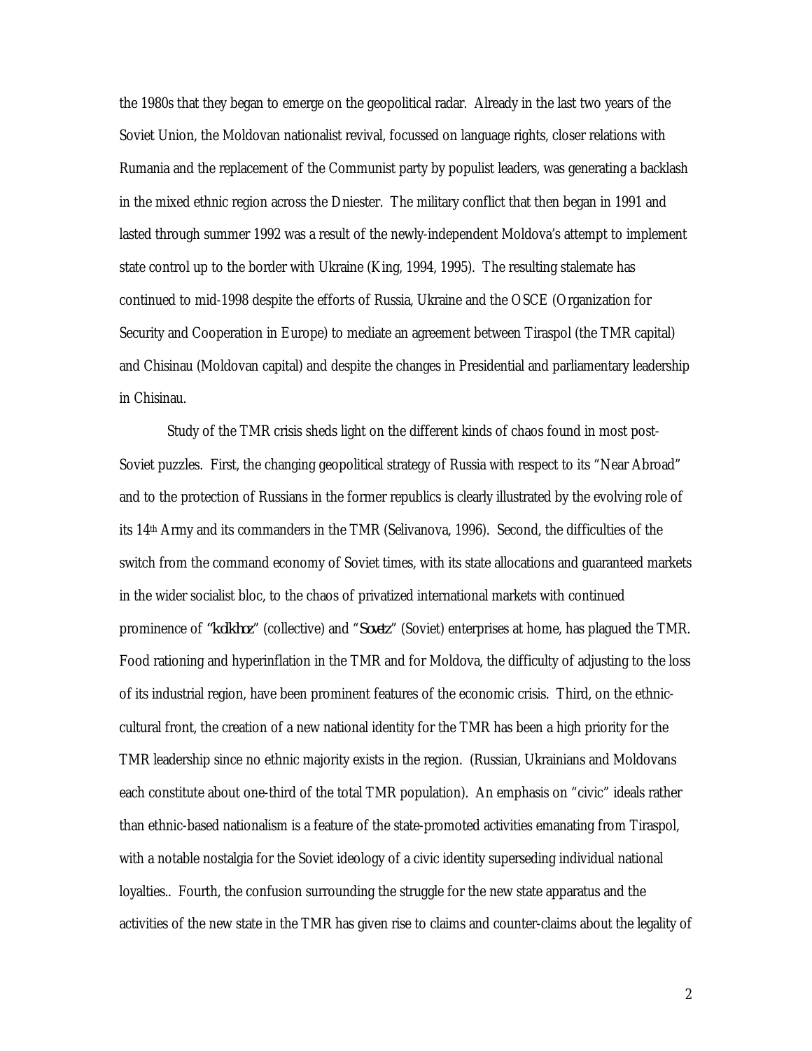the 1980s that they began to emerge on the geopolitical radar. Already in the last two years of the Soviet Union, the Moldovan nationalist revival, focussed on language rights, closer relations with Rumania and the replacement of the Communist party by populist leaders, was generating a backlash in the mixed ethnic region across the Dniester. The military conflict that then began in 1991 and lasted through summer 1992 was a result of the newly-independent Moldova's attempt to implement state control up to the border with Ukraine (King, 1994, 1995). The resulting stalemate has continued to mid-1998 despite the efforts of Russia, Ukraine and the OSCE (Organization for Security and Cooperation in Europe) to mediate an agreement between Tiraspol (the TMR capital) and Chisinau (Moldovan capital) and despite the changes in Presidential and parliamentary leadership in Chisinau.

Study of the TMR crisis sheds light on the different kinds of chaos found in most post-Soviet puzzles. First, the changing geopolitical strategy of Russia with respect to its "Near Abroad" and to the protection of Russians in the former republics is clearly illustrated by the evolving role of its 14th Army and its commanders in the TMR (Selivanova, 1996). Second, the difficulties of the switch from the command economy of Soviet times, with its state allocations and guaranteed markets in the wider socialist bloc, to the chaos of privatized international markets with continued prominence of "*kolkhoz*" (collective) and "*Sovetz*" (Soviet) enterprises at home, has plagued the TMR. Food rationing and hyperinflation in the TMR and for Moldova, the difficulty of adjusting to the loss of its industrial region, have been prominent features of the economic crisis. Third, on the ethnic-cultural front, the creation of a new national identity for the TMR has been a high priority for the TMR leadership since no ethnic majority exists in the region. (Russian, Ukrainians and Moldovans each constitute about one-third of the total TMR population). An emphasis on "civic" ideals rather than ethnic-based nationalism is a feature of the state-promoted activities emanating from Tiraspol, with a notable nostalgia for the Soviet ideology of a civic identity superseding individual national loyalties.. Fourth, the confusion surrounding the struggle for the new state apparatus and the activities of the new state in the TMR has given rise to claims and counter-claims about the legality of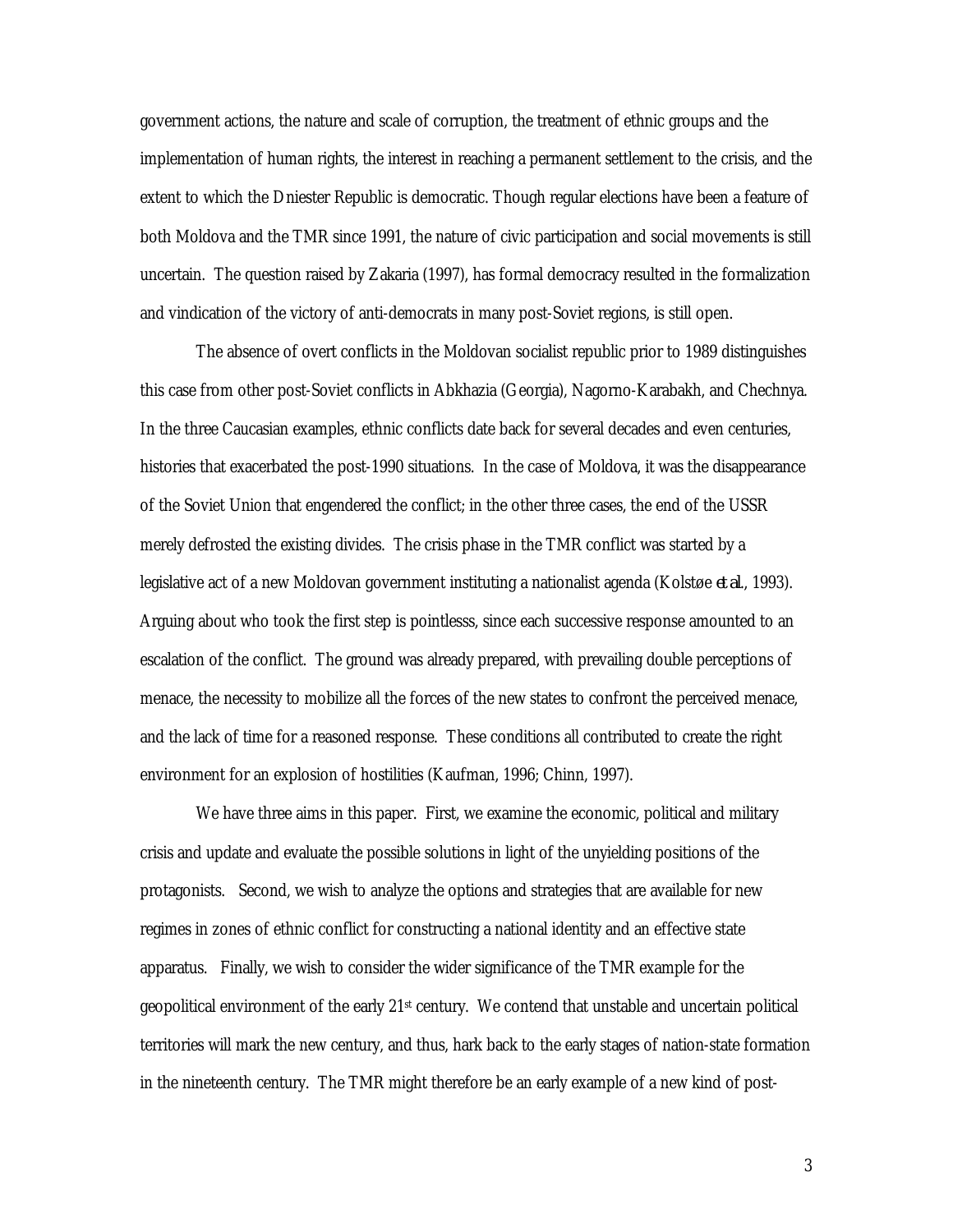government actions, the nature and scale of corruption, the treatment of ethnic groups and the implementation of human rights, the interest in reaching a permanent settlement to the crisis, and the extent to which the Dniester Republic is democratic. Though regular elections have been a feature of both Moldova and the TMR since 1991, the nature of civic participation and social movements is still uncertain. The question raised by Zakaria (1997), has formal democracy resulted in the formalization and vindication of the victory of anti-democrats in many post-Soviet regions, is still open.

The absence of overt conflicts in the Moldovan socialist republic prior to 1989 distinguishes this case from other post-Soviet conflicts in Abkhazia (Georgia), Nagorno-Karabakh, and Chechnya. In the three Caucasian examples, ethnic conflicts date back for several decades and even centuries, histories that exacerbated the post-1990 situations. In the case of Moldova, it was the disappearance of the Soviet Union that engendered the conflict; in the other three cases, the end of the USSR merely defrosted the existing divides. The crisis phase in the TMR conflict was started by a legislative act of a new Moldovan government instituting a nationalist agenda (Kolstøe *et al.*, 1993). Arguing about who took the first step is pointlesss, since each successive response amounted to an escalation of the conflict. The ground was already prepared, with prevailing double perceptions of menace, the necessity to mobilize all the forces of the new states to confront the perceived menace, and the lack of time for a reasoned response. These conditions all contributed to create the right environment for an explosion of hostilities (Kaufman, 1996; Chinn, 1997).

We have three aims in this paper. First, we examine the economic, political and military crisis and update and evaluate the possible solutions in light of the unyielding positions of the protagonists. Second, we wish to analyze the options and strategies that are available for new regimes in zones of ethnic conflict for constructing a national identity and an effective state apparatus. Finally, we wish to consider the wider significance of the TMR example for the geopolitical environment of the early 21st century. We contend that unstable and uncertain political territories will mark the new century, and thus, hark back to the early stages of nation-state formation in the nineteenth century. The TMR might therefore be an early example of a new kind of post-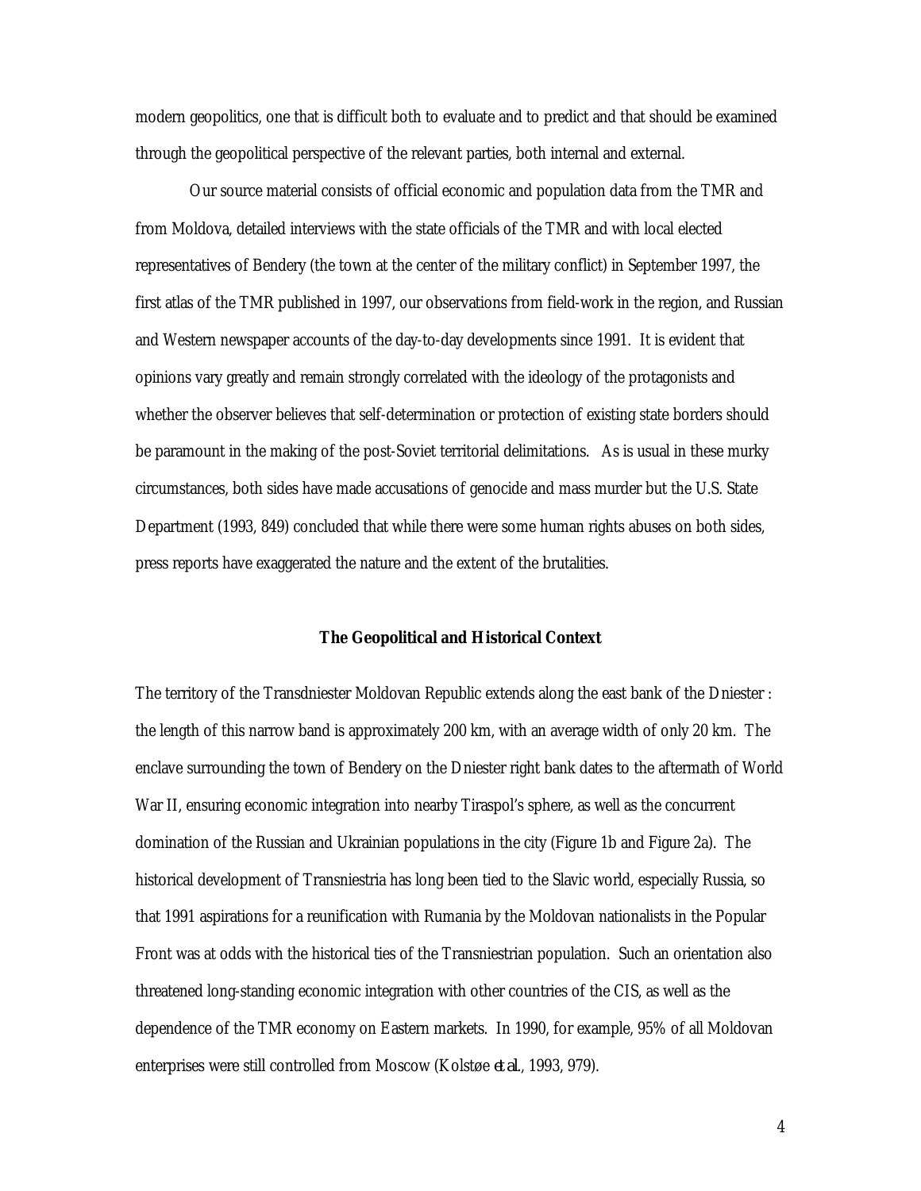modern geopolitics, one that is difficult both to evaluate and to predict and that should be examined through the geopolitical perspective of the relevant parties, both internal and external.

Our source material consists of official economic and population data from the TMR and from Moldova, detailed interviews with the state officials of the TMR and with local elected representatives of Bendery (the town at the center of the military conflict) in September 1997, the first atlas of the TMR published in 1997, our observations from field-work in the region, and Russian and Western newspaper accounts of the day-to-day developments since 1991. It is evident that opinions vary greatly and remain strongly correlated with the ideology of the protagonists and whether the observer believes that self-determination or protection of existing state borders should be paramount in the making of the post-Soviet territorial delimitations. As is usual in these murky circumstances, both sides have made accusations of genocide and mass murder but the U.S. State Department (1993, 849) concluded that while there were some human rights abuses on both sides, press reports have exaggerated the nature and the extent of the brutalities.

## The Geopolitical and Historical Context

The territory of the Transdniester Moldovan Republic extends along the east bank of the Dniester : the length of this narrow band is approximately 200 km, with an average width of only 20 km. The enclave surrounding the town of Bendery on the Dniester right bank dates to the aftermath of World War II, ensuring economic integration into nearby Tiraspol's sphere, as well as the concurrent domination of the Russian and Ukrainian populations in the city (Figure 1b and Figure 2a). The historical development of Transniestria has long been tied to the Slavic world, especially Russia, so that 1991 aspirations for a reunification with Rumania by the Moldovan nationalists in the Popular Front was at odds with the historical ties of the Transniestrian population. Such an orientation also threatened long-standing economic integration with other countries of the CIS, as well as the dependence of the TMR economy on Eastern markets. In 1990, for example, 95% of all Moldovan enterprises were still controlled from Moscow (Kolstøe *et al.*, 1993, 979).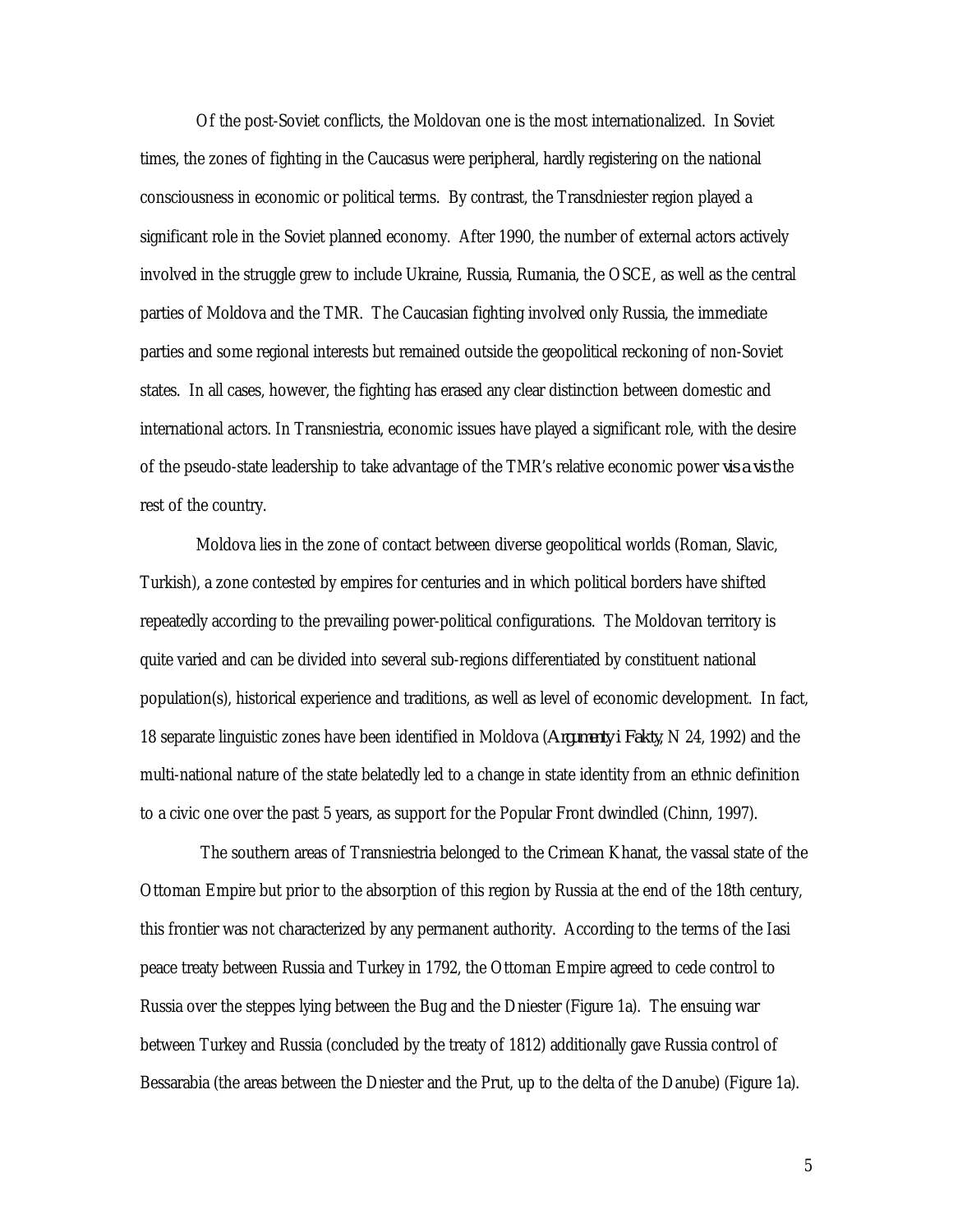Of the post-Soviet conflicts, the Moldovan one is the most internationalized. In Soviet times, the zones of fighting in the Caucasus were peripheral, hardly registering on the national consciousness in economic or political terms. By contrast, the Transdniester region played a significant role in the Soviet planned economy. After 1990, the number of external actors actively involved in the struggle grew to include Ukraine, Russia, Rumania, the OSCE, as well as the central parties of Moldova and the TMR. The Caucasian fighting involved only Russia, the immediate parties and some regional interests but remained outside the geopolitical reckoning of non-Soviet states. In all cases, however, the fighting has erased any clear distinction between domestic and international actors. In Transniestria, economic issues have played a significant role, with the desire of the pseudo-state leadership to take advantage of the TMR's relative economic power *vis a vis* the rest of the country.

Moldova lies in the zone of contact between diverse geopolitical worlds (Roman, Slavic, Turkish), a zone contested by empires for centuries and in which political borders have shifted repeatedly according to the prevailing power-political configurations. The Moldovan territory is quite varied and can be divided into several sub-regions differentiated by constituent national population(s), historical experience and traditions, as well as level of economic development. In fact, 18 separate linguistic zones have been identified in Moldova (*Argumenty i Fakty*, N 24, 1992) and the multi-national nature of the state belatedly led to a change in state identity from an ethnic definition to a civic one over the past 5 years, as support for the Popular Front dwindled (Chinn, 1997).

The southern areas of Transniestria belonged to the Crimean Khanat, the vassal state of the Ottoman Empire but prior to the absorption of this region by Russia at the end of the 18th century, this frontier was not characterized by any permanent authority. According to the terms of the Iasi peace treaty between Russia and Turkey in 1792, the Ottoman Empire agreed to cede control to Russia over the steppes lying between the Bug and the Dniester (Figure 1a). The ensuing war between Turkey and Russia (concluded by the treaty of 1812) additionally gave Russia control of Bessarabia (the areas between the Dniester and the Prut, up to the delta of the Danube) (Figure 1a).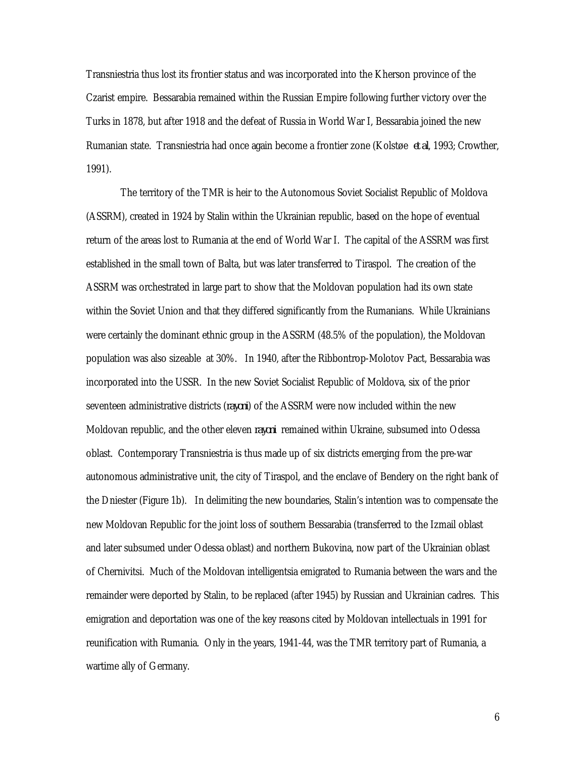Transniestria thus lost its frontier status and was incorporated into the Kherson province of the Czarist empire. Bessarabia remained within the Russian Empire following further victory over the Turks in 1878, but after 1918 and the defeat of Russia in World War I, Bessarabia joined the new Rumanian state. Transniestria had once again become a frontier zone (Kolstøe *et al*, 1993; Crowther, 1991).

The territory of the TMR is heir to the Autonomous Soviet Socialist Republic of Moldova (ASSRM), created in 1924 by Stalin within the Ukrainian republic, based on the hope of eventual return of the areas lost to Rumania at the end of World War I. The capital of the ASSRM was first established in the small town of Balta, but was later transferred to Tiraspol. The creation of the ASSRM was orchestrated in large part to show that the Moldovan population had its own state within the Soviet Union and that they differed significantly from the Rumanians. While Ukrainians were certainly the dominant ethnic group in the ASSRM (48.5% of the population), the Moldovan population was also sizeable at 30%. In 1940, after the Ribbontrop-Molotov Pact, Bessarabia was incorporated into the USSR. In the new Soviet Socialist Republic of Moldova, six of the prior seventeen administrative districts (*rayoni*) of the ASSRM were now included within the new Moldovan republic, and the other eleven *rayoni* remained within Ukraine, subsumed into Odessa oblast. Contemporary Transniestria is thus made up of six districts emerging from the pre-war autonomous administrative unit, the city of Tiraspol, and the enclave of Bendery on the right bank of the Dniester (Figure 1b). In delimiting the new boundaries, Stalin's intention was to compensate the new Moldovan Republic for the joint loss of southern Bessarabia (transferred to the Izmail oblast and later subsumed under Odessa oblast) and northern Bukovina, now part of the Ukrainian oblast of Chernivitsi. Much of the Moldovan intelligentsia emigrated to Rumania between the wars and the remainder were deported by Stalin, to be replaced (after 1945) by Russian and Ukrainian cadres. This emigration and deportation was one of the key reasons cited by Moldovan intellectuals in 1991 for reunification with Rumania. Only in the years, 1941-44, was the TMR territory part of Rumania, a wartime ally of Germany.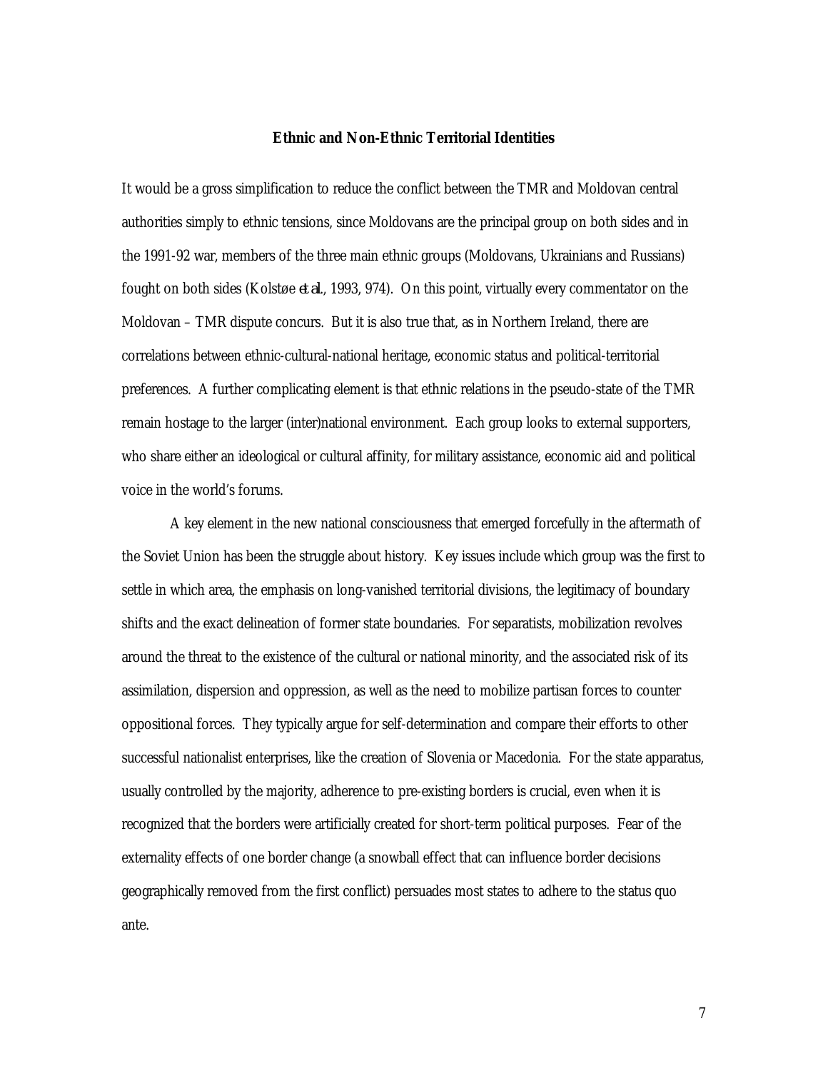## Ethnic and Non-Ethnic Territorial Identities

It would be a gross simplification to reduce the conflict between the TMR and Moldovan central authorities simply to ethnic tensions, since Moldovans are the principal group on both sides and in the 1991-92 war, members of the three main ethnic groups (Moldovans, Ukrainians and Russians) fought on both sides (Kolstøe *et al.*, 1993, 974). On this point, virtually every commentator on the Moldovan – TMR dispute concurs. But it is also true that, as in Northern Ireland, there are correlations between ethnic-cultural-national heritage, economic status and political-territorial preferences. A further complicating element is that ethnic relations in the pseudo-state of the TMR remain hostage to the larger (inter)national environment. Each group looks to external supporters, who share either an ideological or cultural affinity, for military assistance, economic aid and political voice in the world's forums.

A key element in the new national consciousness that emerged forcefully in the aftermath of the Soviet Union has been the struggle about history. Key issues include which group was the first to settle in which area, the emphasis on long-vanished territorial divisions, the legitimacy of boundary shifts and the exact delineation of former state boundaries. For separatists, mobilization revolves around the threat to the existence of the cultural or national minority, and the associated risk of its assimilation, dispersion and oppression, as well as the need to mobilize partisan forces to counter oppositional forces. They typically argue for self-determination and compare their efforts to other successful nationalist enterprises, like the creation of Slovenia or Macedonia. For the state apparatus, usually controlled by the majority, adherence to pre-existing borders is crucial, even when it is recognized that the borders were artificially created for short-term political purposes. Fear of the externality effects of one border change (a snowball effect that can influence border decisions geographically removed from the first conflict) persuades most states to adhere to the status quo ante.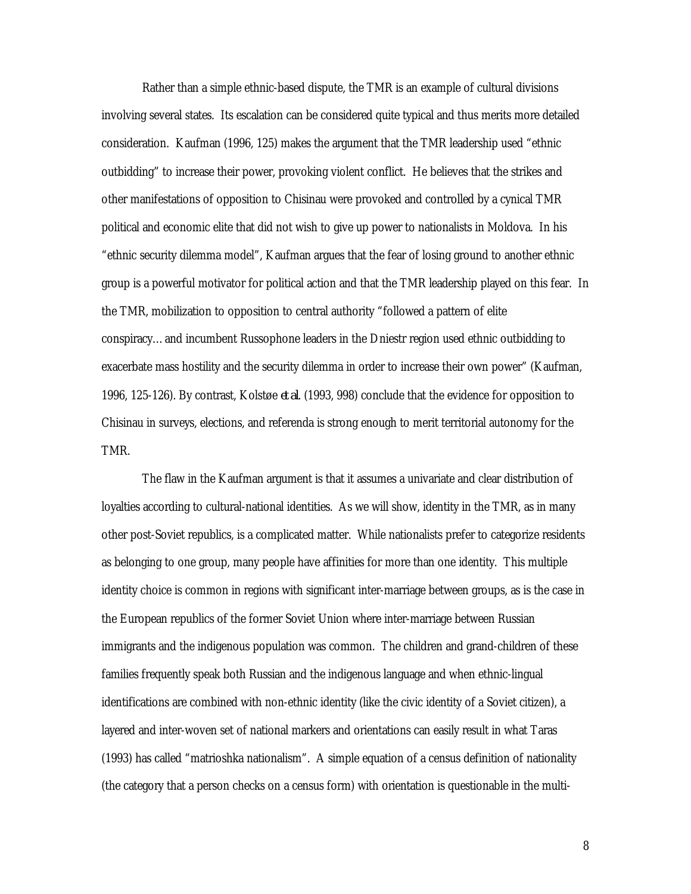Rather than a simple ethnic-based dispute, the TMR is an example of cultural divisions involving several states. Its escalation can be considered quite typical and thus merits more detailed consideration. Kaufman (1996, 125) makes the argument that the TMR leadership used "ethnic outbidding" to increase their power, provoking violent conflict. He believes that the strikes and other manifestations of opposition to Chisinau were provoked and controlled by a cynical TMR political and economic elite that did not wish to give up power to nationalists in Moldova. In his "ethnic security dilemma model", Kaufman argues that the fear of losing ground to another ethnic group is a powerful motivator for political action and that the TMR leadership played on this fear. In the TMR, mobilization to opposition to central authority "followed a pattern of elite conspiracy… and incumbent Russophone leaders in the Dniestr region used ethnic outbidding to exacerbate mass hostility and the security dilemma in order to increase their own power" (Kaufman, 1996, 125-126). By contrast, Kolstøe *et al.* (1993, 998) conclude that the evidence for opposition to Chisinau in surveys, elections, and referenda is strong enough to merit territorial autonomy for the TMR.

The flaw in the Kaufman argument is that it assumes a univariate and clear distribution of loyalties according to cultural-national identities. As we will show, identity in the TMR, as in many other post-Soviet republics, is a complicated matter. While nationalists prefer to categorize residents as belonging to one group, many people have affinities for more than one identity. This multiple identity choice is common in regions with significant inter-marriage between groups, as is the case in the European republics of the former Soviet Union where inter-marriage between Russian immigrants and the indigenous population was common. The children and grand-children of these families frequently speak both Russian and the indigenous language and when ethnic-lingual identifications are combined with non-ethnic identity (like the civic identity of a Soviet citizen), a layered and inter-woven set of national markers and orientations can easily result in what Taras (1993) has called "matrioshka nationalism". A simple equation of a census definition of nationality (the category that a person checks on a census form) with orientation is questionable in the multi-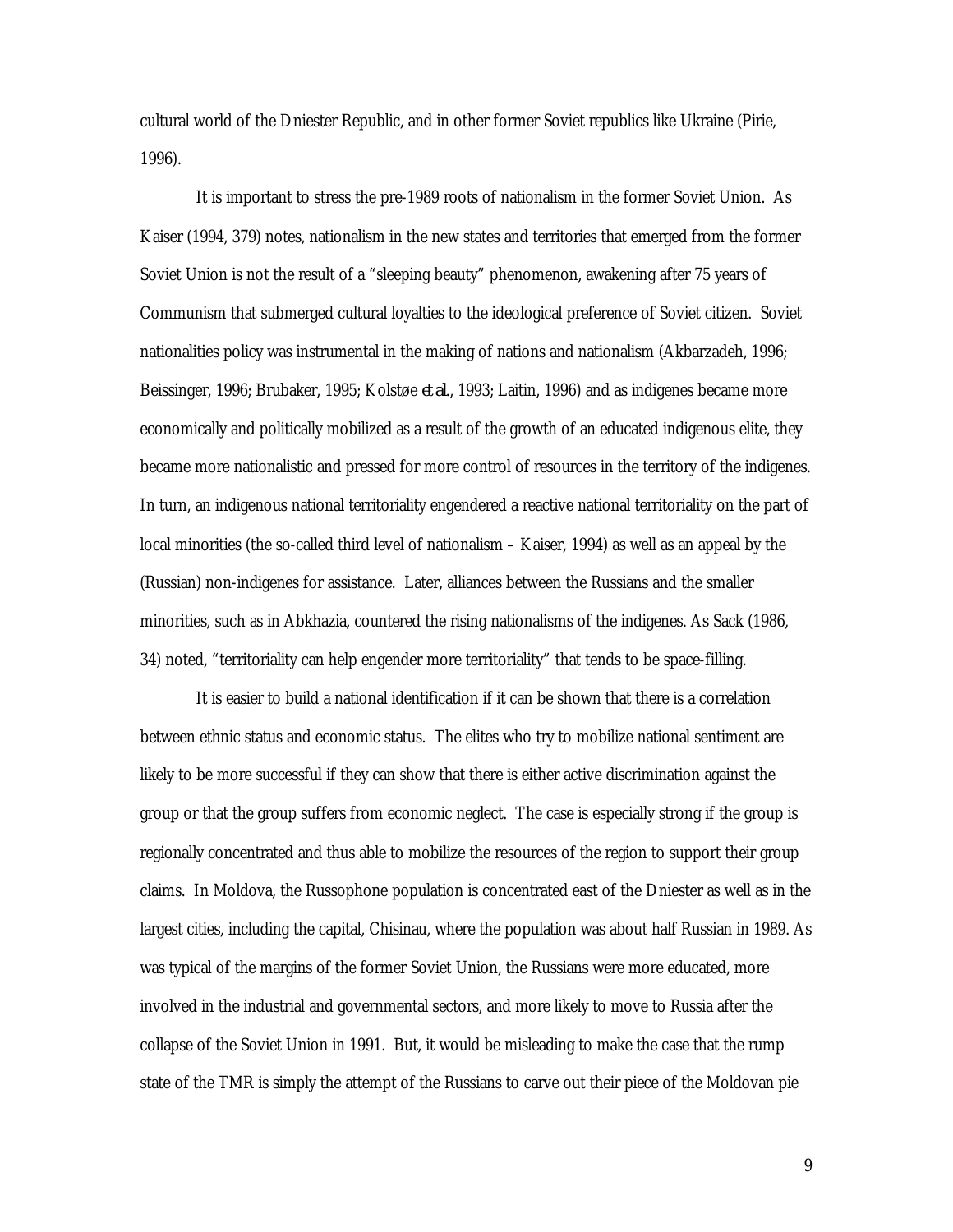cultural world of the Dniester Republic, and in other former Soviet republics like Ukraine (Pirie, 1996).

It is important to stress the pre-1989 roots of nationalism in the former Soviet Union. As Kaiser (1994, 379) notes, nationalism in the new states and territories that emerged from the former Soviet Union is not the result of a "sleeping beauty" phenomenon, awakening after 75 years of Communism that submerged cultural loyalties to the ideological preference of Soviet citizen. Soviet nationalities policy was instrumental in the making of nations and nationalism (Akbarzadeh, 1996; Beissinger, 1996; Brubaker, 1995; Kolstøe *et al.*, 1993; Laitin, 1996) and as indigenes became more economically and politically mobilized as a result of the growth of an educated indigenous elite, they became more nationalistic and pressed for more control of resources in the territory of the indigenes. In turn, an indigenous national territoriality engendered a reactive national territoriality on the part of local minorities (the so-called third level of nationalism – Kaiser, 1994) as well as an appeal by the (Russian) non-indigenes for assistance. Later, alliances between the Russians and the smaller minorities, such as in Abkhazia, countered the rising nationalisms of the indigenes. As Sack (1986, 34) noted, "territoriality can help engender more territoriality" that tends to be space-filling.

It is easier to build a national identification if it can be shown that there is a correlation between ethnic status and economic status. The elites who try to mobilize national sentiment are likely to be more successful if they can show that there is either active discrimination against the group or that the group suffers from economic neglect. The case is especially strong if the group is regionally concentrated and thus able to mobilize the resources of the region to support their group claims. In Moldova, the Russophone population is concentrated east of the Dniester as well as in the largest cities, including the capital, Chisinau, where the population was about half Russian in 1989. As was typical of the margins of the former Soviet Union, the Russians were more educated, more involved in the industrial and governmental sectors, and more likely to move to Russia after the collapse of the Soviet Union in 1991. But, it would be misleading to make the case that the rump state of the TMR is simply the attempt of the Russians to carve out their piece of the Moldovan pie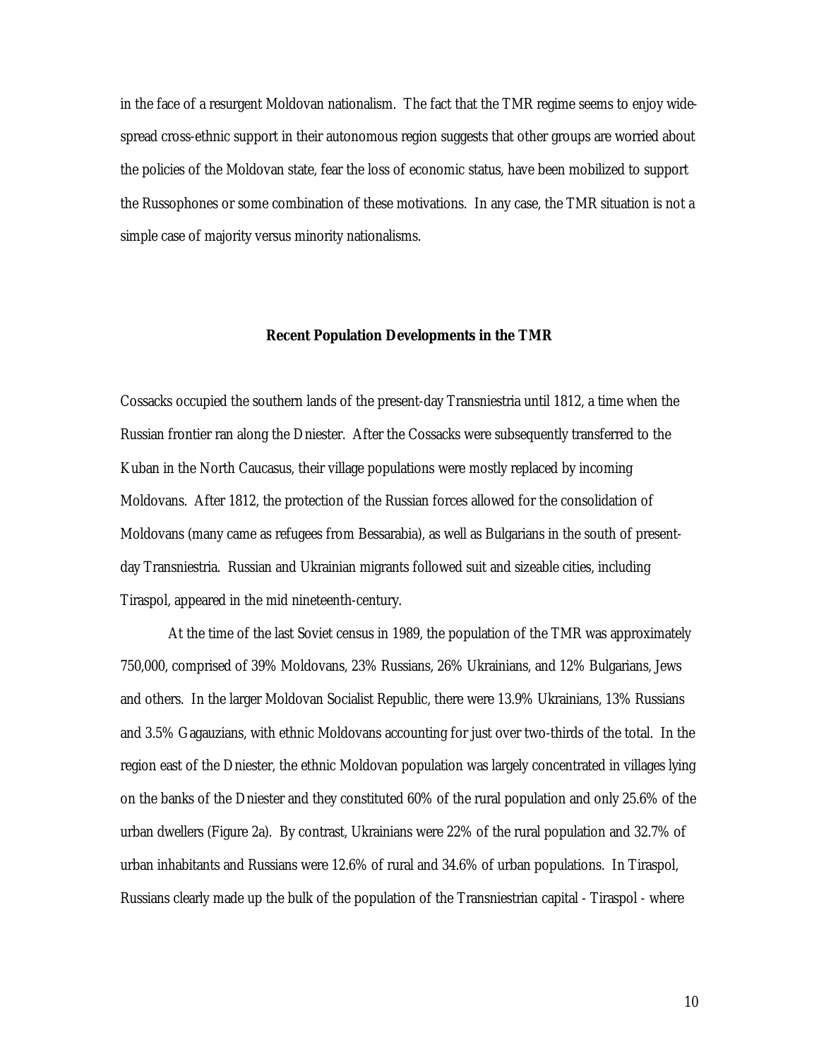in the face of a resurgent Moldovan nationalism. The fact that the TMR regime seems to enjoy wide-spread cross-ethnic support in their autonomous region suggests that other groups are worried about the policies of the Moldovan state, fear the loss of economic status, have been mobilized to support the Russophones or some combination of these motivations. In any case, the TMR situation is not a simple case of majority versus minority nationalisms.

**Recent Population Developments in the TMR**

Cossacks occupied the southern lands of the present-day Transniestria until 1812, a time when the Russian frontier ran along the Dniester. After the Cossacks were subsequently transferred to the Kuban in the North Caucasus, their village populations were mostly replaced by incoming Moldovans. After 1812, the protection of the Russian forces allowed for the consolidation of Moldovans (many came as refugees from Bessarabia), as well as Bulgarians in the south of present-day Transniestria. Russian and Ukrainian migrants followed suit and sizeable cities, including Tiraspol, appeared in the mid nineteenth-century.

At the time of the last Soviet census in 1989, the population of the TMR was approximately 750,000, comprised of 39% Moldovans, 23% Russians, 26% Ukrainians, and 12% Bulgarians, Jews and others. In the larger Moldovan Socialist Republic, there were 13.9% Ukrainians, 13% Russians and 3.5% Gagauzians, with ethnic Moldovans accounting for just over two-thirds of the total. In the region east of the Dniester, the ethnic Moldovan population was largely concentrated in villages lying on the banks of the Dniester and they constituted 60% of the rural population and only 25.6% of the urban dwellers (Figure 2a). By contrast, Ukrainians were 22% of the rural population and 32.7% of urban inhabitants and Russians were 12.6% of rural and 34.6% of urban populations. In Tiraspol, Russians clearly made up the bulk of the population of the Transniestrian capital - Tiraspol - where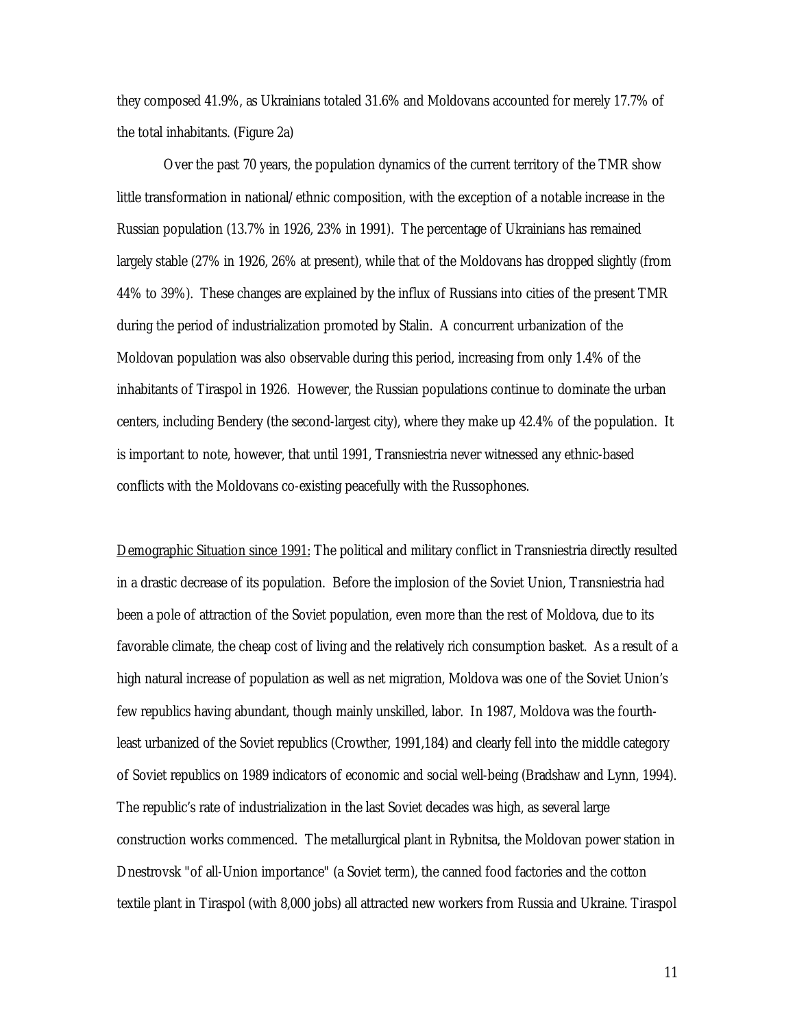they composed 41.9%, as Ukrainians totaled 31.6% and Moldovans accounted for merely 17.7% of the total inhabitants. (Figure 2a)

Over the past 70 years, the population dynamics of the current territory of the TMR show little transformation in national/ethnic composition, with the exception of a notable increase in the Russian population (13.7% in 1926, 23% in 1991). The percentage of Ukrainians has remained largely stable (27% in 1926, 26% at present), while that of the Moldovans has dropped slightly (from 44% to 39%). These changes are explained by the influx of Russians into cities of the present TMR during the period of industrialization promoted by Stalin. A concurrent urbanization of the Moldovan population was also observable during this period, increasing from only 1.4% of the inhabitants of Tiraspol in 1926. However, the Russian populations continue to dominate the urban centers, including Bendery (the second-largest city), where they make up 42.4% of the population. It is important to note, however, that until 1991, Transniestria never witnessed any ethnic-based conflicts with the Moldovans co-existing peacefully with the Russophones.

<u>Demographic Situation since 1991:</u> The political and military conflict in Transniestria directly resulted in a drastic decrease of its population. Before the implosion of the Soviet Union, Transniestria had been a pole of attraction of the Soviet population, even more than the rest of Moldova, due to its favorable climate, the cheap cost of living and the relatively rich consumption basket. As a result of a high natural increase of population as well as net migration, Moldova was one of the Soviet Union's few republics having abundant, though mainly unskilled, labor. In 1987, Moldova was the fourth-least urbanized of the Soviet republics (Crowther, 1991,184) and clearly fell into the middle category of Soviet republics on 1989 indicators of economic and social well-being (Bradshaw and Lynn, 1994). The republic's rate of industrialization in the last Soviet decades was high, as several large construction works commenced. The metallurgical plant in Rybnitsa, the Moldovan power station in Dnestrovsk "of all-Union importance" (a Soviet term), the canned food factories and the cotton textile plant in Tiraspol (with 8,000 jobs) all attracted new workers from Russia and Ukraine. Tiraspol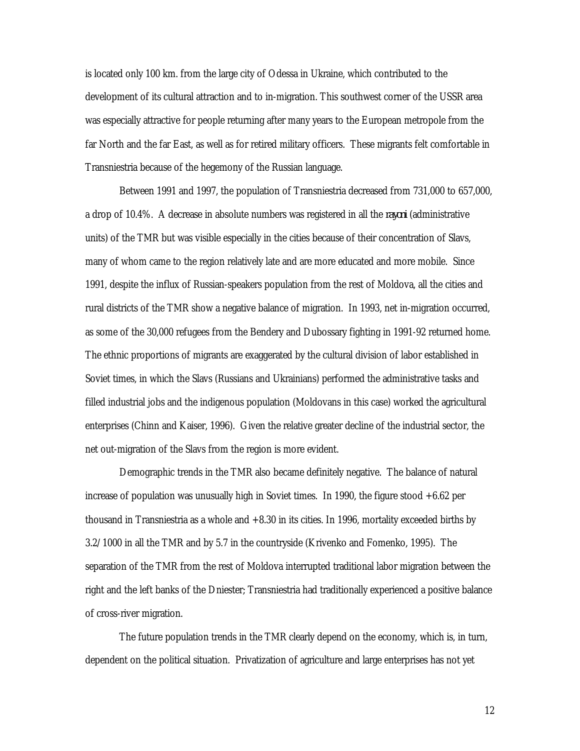is located only 100 km. from the large city of Odessa in Ukraine, which contributed to the development of its cultural attraction and to in-migration. This southwest corner of the USSR area was especially attractive for people returning after many years to the European metropole from the far North and the far East, as well as for retired military officers. These migrants felt comfortable in Transniestria because of the hegemony of the Russian language.

Between 1991 and 1997, the population of Transniestria decreased from 731,000 to 657,000, a drop of 10.4%. A decrease in absolute numbers was registered in all the *rayoni* (administrative units) of the TMR but was visible especially in the cities because of their concentration of Slavs, many of whom came to the region relatively late and are more educated and more mobile. Since 1991, despite the influx of Russian-speakers population from the rest of Moldova, all the cities and rural districts of the TMR show a negative balance of migration. In 1993, net in-migration occurred, as some of the 30,000 refugees from the Bendery and Dubossary fighting in 1991-92 returned home. The ethnic proportions of migrants are exaggerated by the cultural division of labor established in Soviet times, in which the Slavs (Russians and Ukrainians) performed the administrative tasks and filled industrial jobs and the indigenous population (Moldovans in this case) worked the agricultural enterprises (Chinn and Kaiser, 1996). Given the relative greater decline of the industrial sector, the net out-migration of the Slavs from the region is more evident.

Demographic trends in the TMR also became definitely negative. The balance of natural increase of population was unusually high in Soviet times. In 1990, the figure stood +6.62 per thousand in Transniestria as a whole and +8.30 in its cities. In 1996, mortality exceeded births by 3.2/1000 in all the TMR and by 5.7 in the countryside (Krivenko and Fomenko, 1995). The separation of the TMR from the rest of Moldova interrupted traditional labor migration between the right and the left banks of the Dniester; Transniestria had traditionally experienced a positive balance of cross-river migration.

The future population trends in the TMR clearly depend on the economy, which is, in turn, dependent on the political situation. Privatization of agriculture and large enterprises has not yet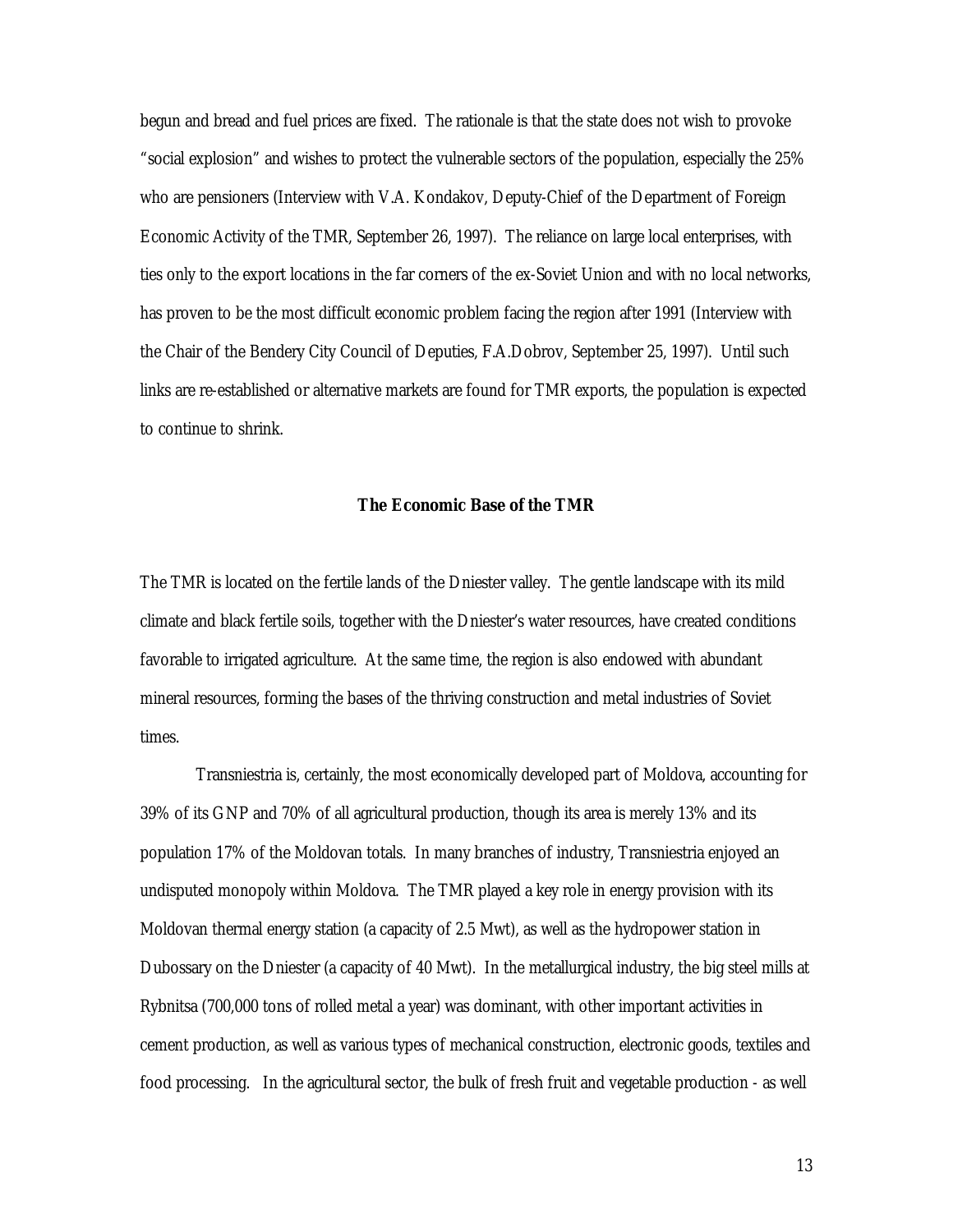begun and bread and fuel prices are fixed. The rationale is that the state does not wish to provoke "social explosion" and wishes to protect the vulnerable sectors of the population, especially the 25% who are pensioners (Interview with V.A. Kondakov, Deputy-Chief of the Department of Foreign Economic Activity of the TMR, September 26, 1997). The reliance on large local enterprises, with ties only to the export locations in the far corners of the ex-Soviet Union and with no local networks, has proven to be the most difficult economic problem facing the region after 1991 (Interview with the Chair of the Bendery City Council of Deputies, F.A.Dobrov, September 25, 1997). Until such links are re-established or alternative markets are found for TMR exports, the population is expected to continue to shrink.

## The Economic Base of the TMR

The TMR is located on the fertile lands of the Dniester valley. The gentle landscape with its mild climate and black fertile soils, together with the Dniester's water resources, have created conditions favorable to irrigated agriculture. At the same time, the region is also endowed with abundant mineral resources, forming the bases of the thriving construction and metal industries of Soviet times.

Transniestria is, certainly, the most economically developed part of Moldova, accounting for 39% of its GNP and 70% of all agricultural production, though its area is merely 13% and its population 17% of the Moldovan totals. In many branches of industry, Transniestria enjoyed an undisputed monopoly within Moldova. The TMR played a key role in energy provision with its Moldovan thermal energy station (a capacity of 2.5 Mwt), as well as the hydropower station in Dubossary on the Dniester (a capacity of 40 Mwt). In the metallurgical industry, the big steel mills at Rybnitsa (700,000 tons of rolled metal a year) was dominant, with other important activities in cement production, as well as various types of mechanical construction, electronic goods, textiles and food processing. In the agricultural sector, the bulk of fresh fruit and vegetable production - as well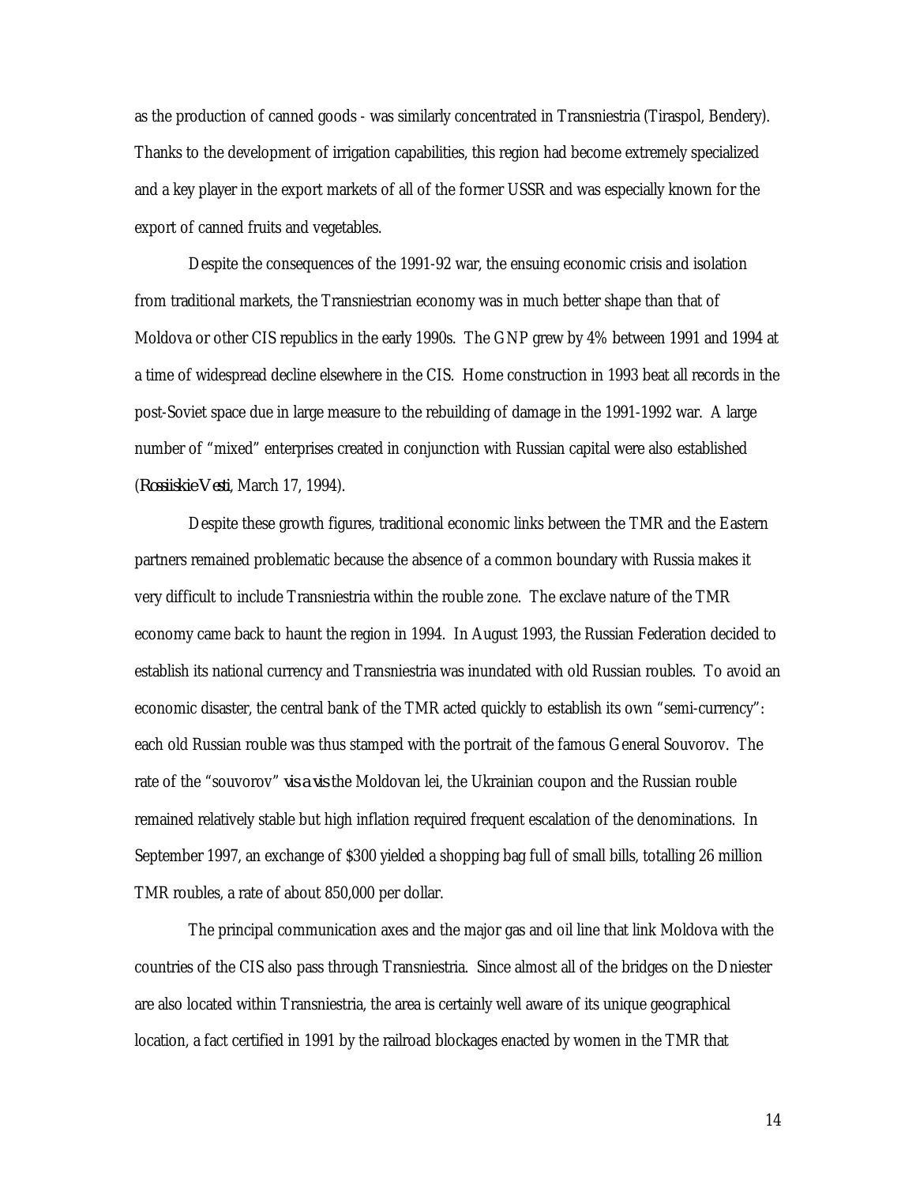as the production of canned goods - was similarly concentrated in Transniestria (Tiraspol, Bendery). Thanks to the development of irrigation capabilities, this region had become extremely specialized and a key player in the export markets of all of the former USSR and was especially known for the export of canned fruits and vegetables.

Despite the consequences of the 1991-92 war, the ensuing economic crisis and isolation from traditional markets, the Transniestrian economy was in much better shape than that of Moldova or other CIS republics in the early 1990s. The GNP grew by 4% between 1991 and 1994 at a time of widespread decline elsewhere in the CIS. Home construction in 1993 beat all records in the post-Soviet space due in large measure to the rebuilding of damage in the 1991-1992 war. A large number of "mixed" enterprises created in conjunction with Russian capital were also established (*Rossiiskie Vesti*, March 17, 1994).

Despite these growth figures, traditional economic links between the TMR and the Eastern partners remained problematic because the absence of a common boundary with Russia makes it very difficult to include Transniestria within the rouble zone. The exclave nature of the TMR economy came back to haunt the region in 1994. In August 1993, the Russian Federation decided to establish its national currency and Transniestria was inundated with old Russian roubles. To avoid an economic disaster, the central bank of the TMR acted quickly to establish its own "semi-currency": each old Russian rouble was thus stamped with the portrait of the famous General Souvorov. The rate of the "souvorov" *vis a vis* the Moldovan lei, the Ukrainian coupon and the Russian rouble remained relatively stable but high inflation required frequent escalation of the denominations. In September 1997, an exchange of $300 yielded a shopping bag full of small bills, totalling 26 million TMR roubles, a rate of about 850,000 per dollar.

The principal communication axes and the major gas and oil line that link Moldova with the countries of the CIS also pass through Transniestria. Since almost all of the bridges on the Dniester are also located within Transniestria, the area is certainly well aware of its unique geographical location, a fact certified in 1991 by the railroad blockages enacted by women in the TMR that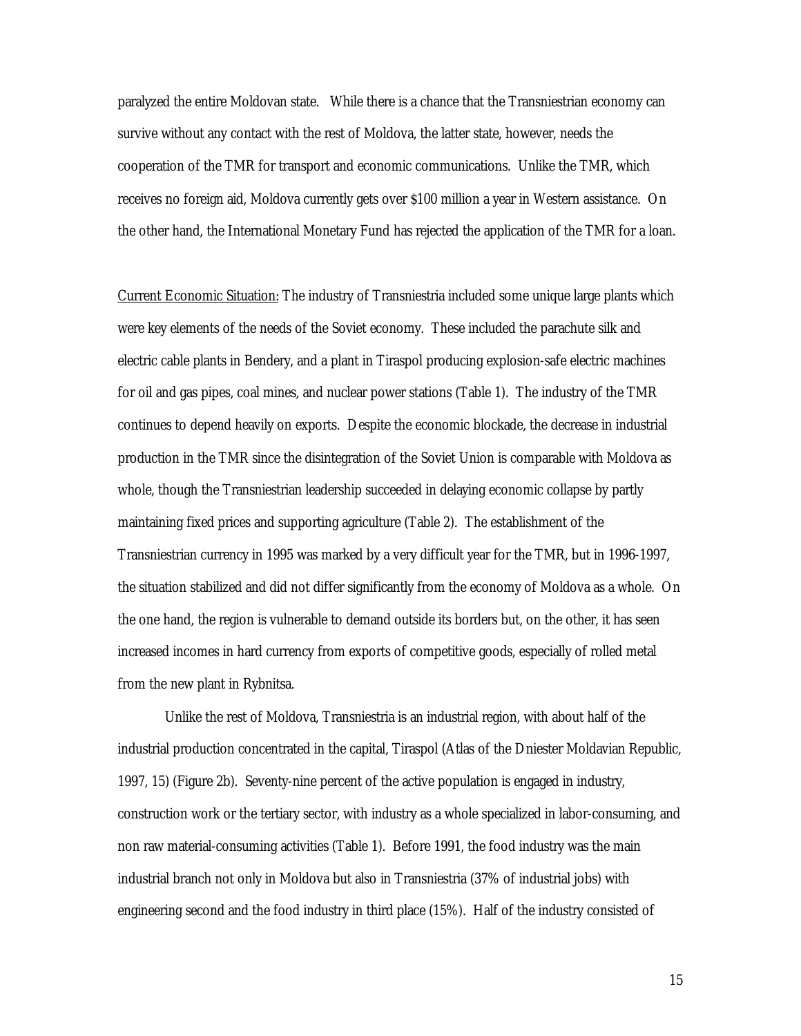paralyzed the entire Moldovan state. While there is a chance that the Transniestrian economy can survive without any contact with the rest of Moldova, the latter state, however, needs the cooperation of the TMR for transport and economic communications. Unlike the TMR, which receives no foreign aid, Moldova currently gets over $100 million a year in Western assistance. On the other hand, the International Monetary Fund has rejected the application of the TMR for a loan.

Current Economic Situation: The industry of Transniestria included some unique large plants which were key elements of the needs of the Soviet economy. These included the parachute silk and electric cable plants in Bendery, and a plant in Tiraspol producing explosion-safe electric machines for oil and gas pipes, coal mines, and nuclear power stations (Table 1). The industry of the TMR continues to depend heavily on exports. Despite the economic blockade, the decrease in industrial production in the TMR since the disintegration of the Soviet Union is comparable with Moldova as whole, though the Transniestrian leadership succeeded in delaying economic collapse by partly maintaining fixed prices and supporting agriculture (Table 2). The establishment of the Transniestrian currency in 1995 was marked by a very difficult year for the TMR, but in 1996-1997, the situation stabilized and did not differ significantly from the economy of Moldova as a whole. On the one hand, the region is vulnerable to demand outside its borders but, on the other, it has seen increased incomes in hard currency from exports of competitive goods, especially of rolled metal from the new plant in Rybnitsa.

Unlike the rest of Moldova, Transniestria is an industrial region, with about half of the industrial production concentrated in the capital, Tiraspol (Atlas of the Dniester Moldavian Republic, 1997, 15) (Figure 2b). Seventy-nine percent of the active population is engaged in industry, construction work or the tertiary sector, with industry as a whole specialized in labor-consuming, and non raw material-consuming activities (Table 1). Before 1991, the food industry was the main industrial branch not only in Moldova but also in Transniestria (37% of industrial jobs) with engineering second and the food industry in third place (15%). Half of the industry consisted of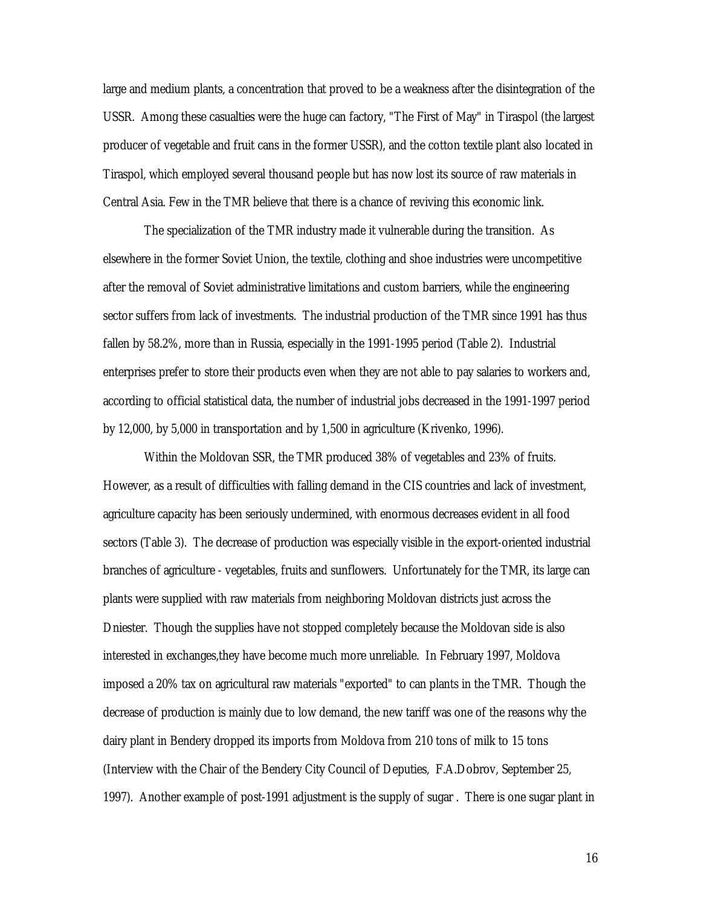large and medium plants, a concentration that proved to be a weakness after the disintegration of the USSR. Among these casualties were the huge can factory, "The First of May" in Tiraspol (the largest producer of vegetable and fruit cans in the former USSR), and the cotton textile plant also located in Tiraspol, which employed several thousand people but has now lost its source of raw materials in Central Asia. Few in the TMR believe that there is a chance of reviving this economic link.

The specialization of the TMR industry made it vulnerable during the transition. As elsewhere in the former Soviet Union, the textile, clothing and shoe industries were uncompetitive after the removal of Soviet administrative limitations and custom barriers, while the engineering sector suffers from lack of investments. The industrial production of the TMR since 1991 has thus fallen by 58.2%, more than in Russia, especially in the 1991-1995 period (Table 2). Industrial enterprises prefer to store their products even when they are not able to pay salaries to workers and, according to official statistical data, the number of industrial jobs decreased in the 1991-1997 period by 12,000, by 5,000 in transportation and by 1,500 in agriculture (Krivenko, 1996).

Within the Moldovan SSR, the TMR produced 38% of vegetables and 23% of fruits. However, as a result of difficulties with falling demand in the CIS countries and lack of investment, agriculture capacity has been seriously undermined, with enormous decreases evident in all food sectors (Table 3). The decrease of production was especially visible in the export-oriented industrial branches of agriculture - vegetables, fruits and sunflowers. Unfortunately for the TMR, its large can plants were supplied with raw materials from neighboring Moldovan districts just across the Dniester. Though the supplies have not stopped completely because the Moldovan side is also interested in exchanges,they have become much more unreliable. In February 1997, Moldova imposed a 20% tax on agricultural raw materials "exported" to can plants in the TMR. Though the decrease of production is mainly due to low demand, the new tariff was one of the reasons why the dairy plant in Bendery dropped its imports from Moldova from 210 tons of milk to 15 tons (Interview with the Chair of the Bendery City Council of Deputies, F.A.Dobrov, September 25, 1997). Another example of post-1991 adjustment is the supply of sugar . There is one sugar plant in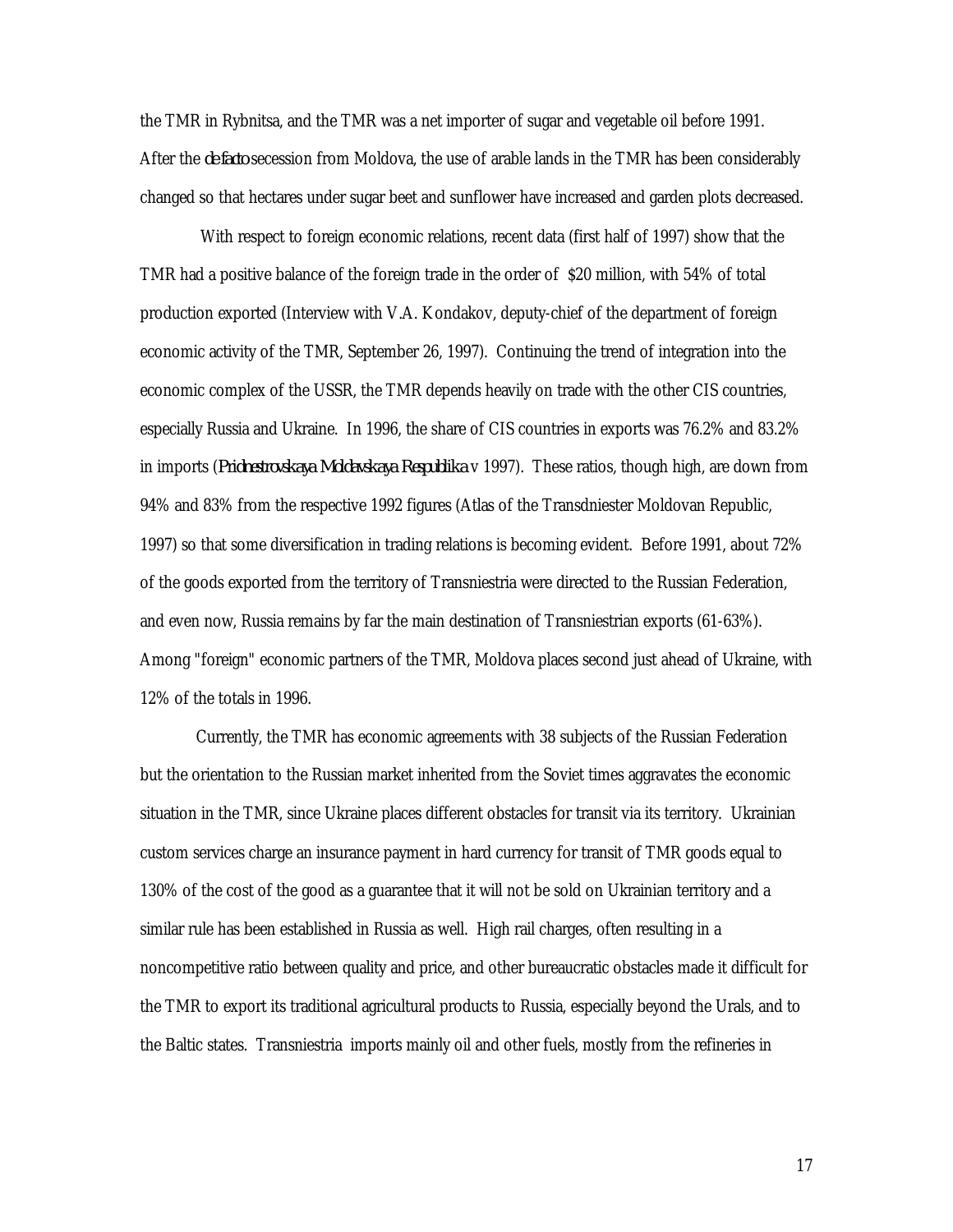the TMR in Rybnitsa, and the TMR was a net importer of sugar and vegetable oil before 1991. After the *de facto* secession from Moldova, the use of arable lands in the TMR has been considerably changed so that hectares under sugar beet and sunflower have increased and garden plots decreased.

With respect to foreign economic relations, recent data (first half of 1997) show that the TMR had a positive balance of the foreign trade in the order of $20 million, with 54% of total production exported (Interview with V.A. Kondakov, deputy-chief of the department of foreign economic activity of the TMR, September 26, 1997). Continuing the trend of integration into the economic complex of the USSR, the TMR depends heavily on trade with the other CIS countries, especially Russia and Ukraine. In 1996, the share of CIS countries in exports was 76.2% and 83.2% in imports (*Pridnestrovskaya Moldavskaya Respublika* v 1997). These ratios, though high, are down from 94% and 83% from the respective 1992 figures (Atlas of the Transdniester Moldovan Republic, 1997) so that some diversification in trading relations is becoming evident. Before 1991, about 72% of the goods exported from the territory of Transniestria were directed to the Russian Federation, and even now, Russia remains by far the main destination of Transniestrian exports (61-63%). Among "foreign" economic partners of the TMR, Moldova places second just ahead of Ukraine, with 12% of the totals in 1996.

Currently, the TMR has economic agreements with 38 subjects of the Russian Federation but the orientation to the Russian market inherited from the Soviet times aggravates the economic situation in the TMR, since Ukraine places different obstacles for transit via its territory. Ukrainian custom services charge an insurance payment in hard currency for transit of TMR goods equal to 130% of the cost of the good as a guarantee that it will not be sold on Ukrainian territory and a similar rule has been established in Russia as well. High rail charges, often resulting in a noncompetitive ratio between quality and price, and other bureaucratic obstacles made it difficult for the TMR to export its traditional agricultural products to Russia, especially beyond the Urals, and to the Baltic states. Transniestria imports mainly oil and other fuels, mostly from the refineries in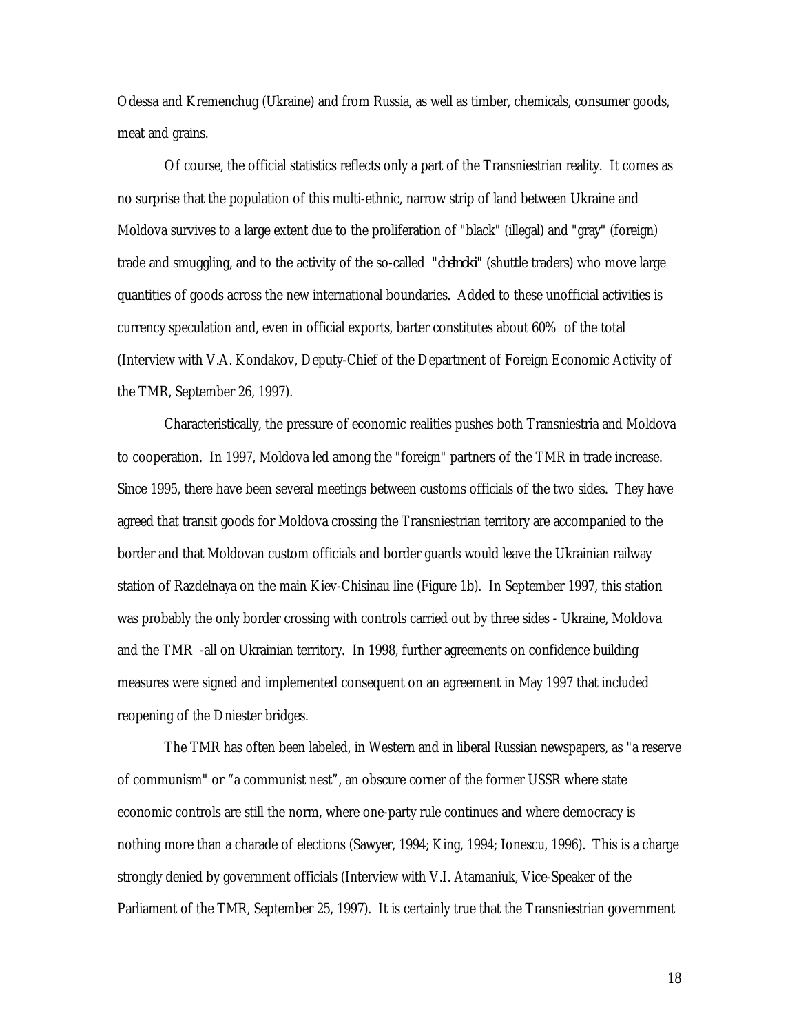Odessa and Kremenchug (Ukraine) and from Russia, as well as timber, chemicals, consumer goods, meat and grains.

Of course, the official statistics reflects only a part of the Transniestrian reality. It comes as no surprise that the population of this multi-ethnic, narrow strip of land between Ukraine and Moldova survives to a large extent due to the proliferation of "black" (illegal) and "gray" (foreign) trade and smuggling, and to the activity of the so-called "*chelnoki*" (shuttle traders) who move large quantities of goods across the new international boundaries. Added to these unofficial activities is currency speculation and, even in official exports, barter constitutes about 60% of the total (Interview with V.A. Kondakov, Deputy-Chief of the Department of Foreign Economic Activity of the TMR, September 26, 1997).

Characteristically, the pressure of economic realities pushes both Transniestria and Moldova to cooperation. In 1997, Moldova led among the "foreign" partners of the TMR in trade increase. Since 1995, there have been several meetings between customs officials of the two sides. They have agreed that transit goods for Moldova crossing the Transniestrian territory are accompanied to the border and that Moldovan custom officials and border guards would leave the Ukrainian railway station of Razdelnaya on the main Kiev-Chisinau line (Figure 1b). In September 1997, this station was probably the only border crossing with controls carried out by three sides - Ukraine, Moldova and the TMR -all on Ukrainian territory. In 1998, further agreements on confidence building measures were signed and implemented consequent on an agreement in May 1997 that included reopening of the Dniester bridges.

The TMR has often been labeled, in Western and in liberal Russian newspapers, as "a reserve of communism" or "a communist nest", an obscure corner of the former USSR where state economic controls are still the norm, where one-party rule continues and where democracy is nothing more than a charade of elections (Sawyer, 1994; King, 1994; Ionescu, 1996). This is a charge strongly denied by government officials (Interview with V.I. Atamaniuk, Vice-Speaker of the Parliament of the TMR, September 25, 1997). It is certainly true that the Transniestrian government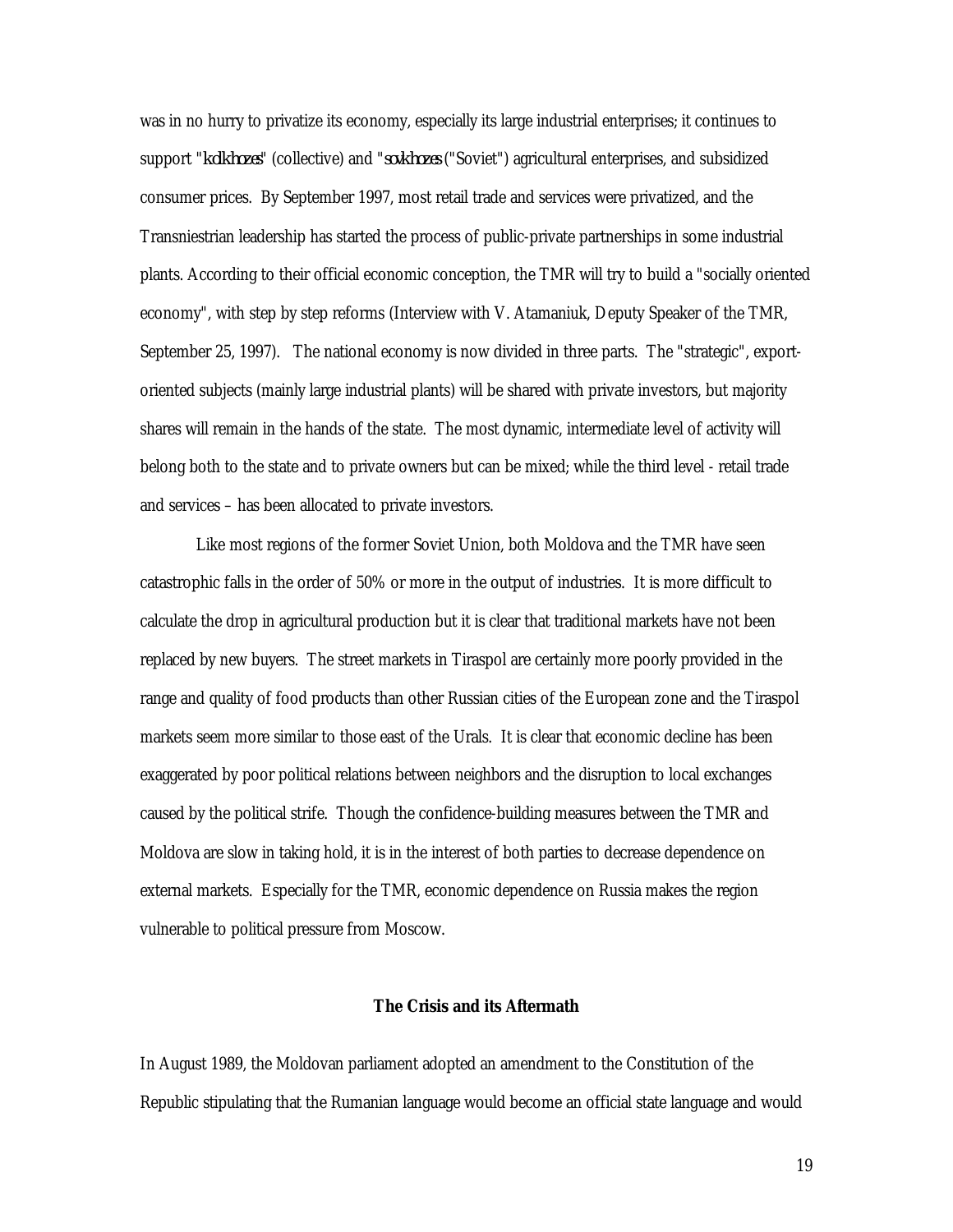was in no hurry to privatize its economy, especially its large industrial enterprises; it continues to support "*kolkhozes*" (collective) and "*sovkhozes* ("Soviet") agricultural enterprises, and subsidized consumer prices. By September 1997, most retail trade and services were privatized, and the Transniestrian leadership has started the process of public-private partnerships in some industrial plants. According to their official economic conception, the TMR will try to build a "socially oriented economy", with step by step reforms (Interview with V. Atamaniuk, Deputy Speaker of the TMR, September 25, 1997). The national economy is now divided in three parts. The "strategic", export-oriented subjects (mainly large industrial plants) will be shared with private investors, but majority shares will remain in the hands of the state. The most dynamic, intermediate level of activity will belong both to the state and to private owners but can be mixed; while the third level - retail trade and services – has been allocated to private investors.

Like most regions of the former Soviet Union, both Moldova and the TMR have seen catastrophic falls in the order of 50% or more in the output of industries. It is more difficult to calculate the drop in agricultural production but it is clear that traditional markets have not been replaced by new buyers. The street markets in Tiraspol are certainly more poorly provided in the range and quality of food products than other Russian cities of the European zone and the Tiraspol markets seem more similar to those east of the Urals. It is clear that economic decline has been exaggerated by poor political relations between neighbors and the disruption to local exchanges caused by the political strife. Though the confidence-building measures between the TMR and Moldova are slow in taking hold, it is in the interest of both parties to decrease dependence on external markets. Especially for the TMR, economic dependence on Russia makes the region vulnerable to political pressure from Moscow.

## The Crisis and its Aftermath

In August 1989, the Moldovan parliament adopted an amendment to the Constitution of the Republic stipulating that the Rumanian language would become an official state language and would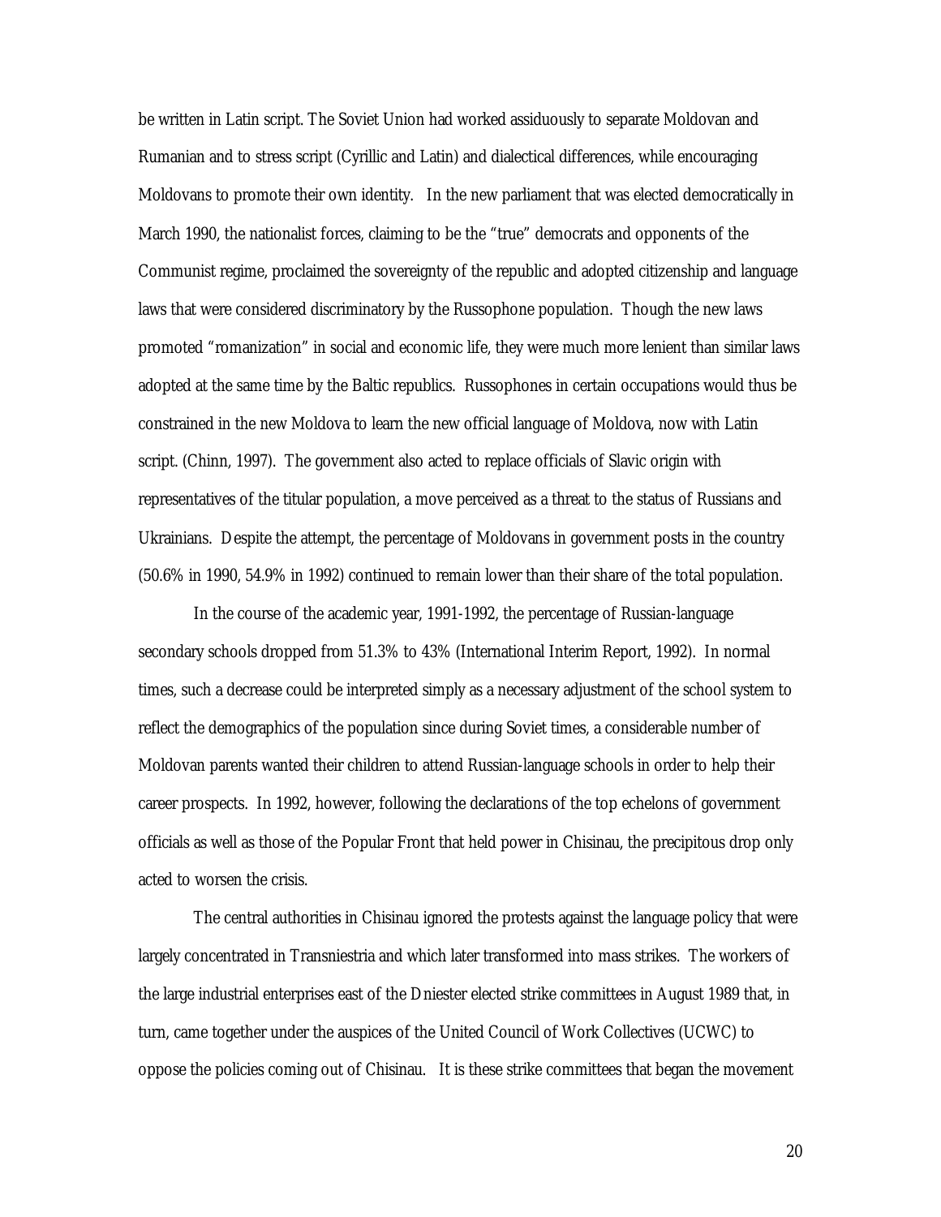be written in Latin script. The Soviet Union had worked assiduously to separate Moldovan and Rumanian and to stress script (Cyrillic and Latin) and dialectical differences, while encouraging Moldovans to promote their own identity. In the new parliament that was elected democratically in March 1990, the nationalist forces, claiming to be the "true" democrats and opponents of the Communist regime, proclaimed the sovereignty of the republic and adopted citizenship and language laws that were considered discriminatory by the Russophone population. Though the new laws promoted "romanization" in social and economic life, they were much more lenient than similar laws adopted at the same time by the Baltic republics. Russophones in certain occupations would thus be constrained in the new Moldova to learn the new official language of Moldova, now with Latin script. (Chinn, 1997). The government also acted to replace officials of Slavic origin with representatives of the titular population, a move perceived as a threat to the status of Russians and Ukrainians. Despite the attempt, the percentage of Moldovans in government posts in the country (50.6% in 1990, 54.9% in 1992) continued to remain lower than their share of the total population.

In the course of the academic year, 1991-1992, the percentage of Russian-language secondary schools dropped from 51.3% to 43% (International Interim Report, 1992). In normal times, such a decrease could be interpreted simply as a necessary adjustment of the school system to reflect the demographics of the population since during Soviet times, a considerable number of Moldovan parents wanted their children to attend Russian-language schools in order to help their career prospects. In 1992, however, following the declarations of the top echelons of government officials as well as those of the Popular Front that held power in Chisinau, the precipitous drop only acted to worsen the crisis.

The central authorities in Chisinau ignored the protests against the language policy that were largely concentrated in Transniestria and which later transformed into mass strikes. The workers of the large industrial enterprises east of the Dniester elected strike committees in August 1989 that, in turn, came together under the auspices of the United Council of Work Collectives (UCWC) to oppose the policies coming out of Chisinau. It is these strike committees that began the movement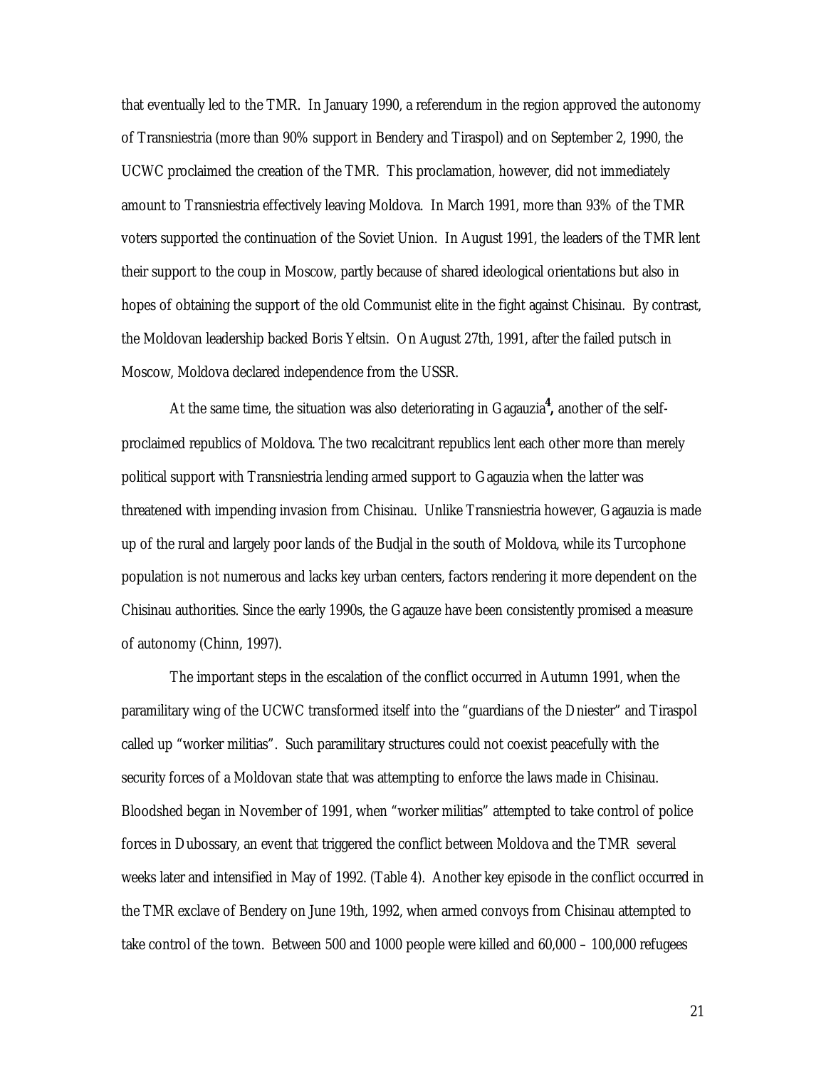that eventually led to the TMR. In January 1990, a referendum in the region approved the autonomy of Transniestria (more than 90% support in Bendery and Tiraspol) and on September 2, 1990, the UCWC proclaimed the creation of the TMR. This proclamation, however, did not immediately amount to Transniestria effectively leaving Moldova. In March 1991, more than 93% of the TMR voters supported the continuation of the Soviet Union. In August 1991, the leaders of the TMR lent their support to the coup in Moscow, partly because of shared ideological orientations but also in hopes of obtaining the support of the old Communist elite in the fight against Chisinau. By contrast, the Moldovan leadership backed Boris Yeltsin. On August 27th, 1991, after the failed putsch in Moscow, Moldova declared independence from the USSR.

At the same time, the situation was also deteriorating in Gagauzia[4], another of the self-proclaimed republics of Moldova. The two recalcitrant republics lent each other more than merely political support with Transniestria lending armed support to Gagauzia when the latter was threatened with impending invasion from Chisinau. Unlike Transniestria however, Gagauzia is made up of the rural and largely poor lands of the Budjal in the south of Moldova, while its Turcophone population is not numerous and lacks key urban centers, factors rendering it more dependent on the Chisinau authorities. Since the early 1990s, the Gagauze have been consistently promised a measure of autonomy (Chinn, 1997).

The important steps in the escalation of the conflict occurred in Autumn 1991, when the paramilitary wing of the UCWC transformed itself into the "guardians of the Dniester" and Tiraspol called up "worker militias". Such paramilitary structures could not coexist peacefully with the security forces of a Moldovan state that was attempting to enforce the laws made in Chisinau. Bloodshed began in November of 1991, when "worker militias" attempted to take control of police forces in Dubossary, an event that triggered the conflict between Moldova and the TMR several weeks later and intensified in May of 1992. (Table 4). Another key episode in the conflict occurred in the TMR exclave of Bendery on June 19th, 1992, when armed convoys from Chisinau attempted to take control of the town. Between 500 and 1000 people were killed and 60,000 – 100,000 refugees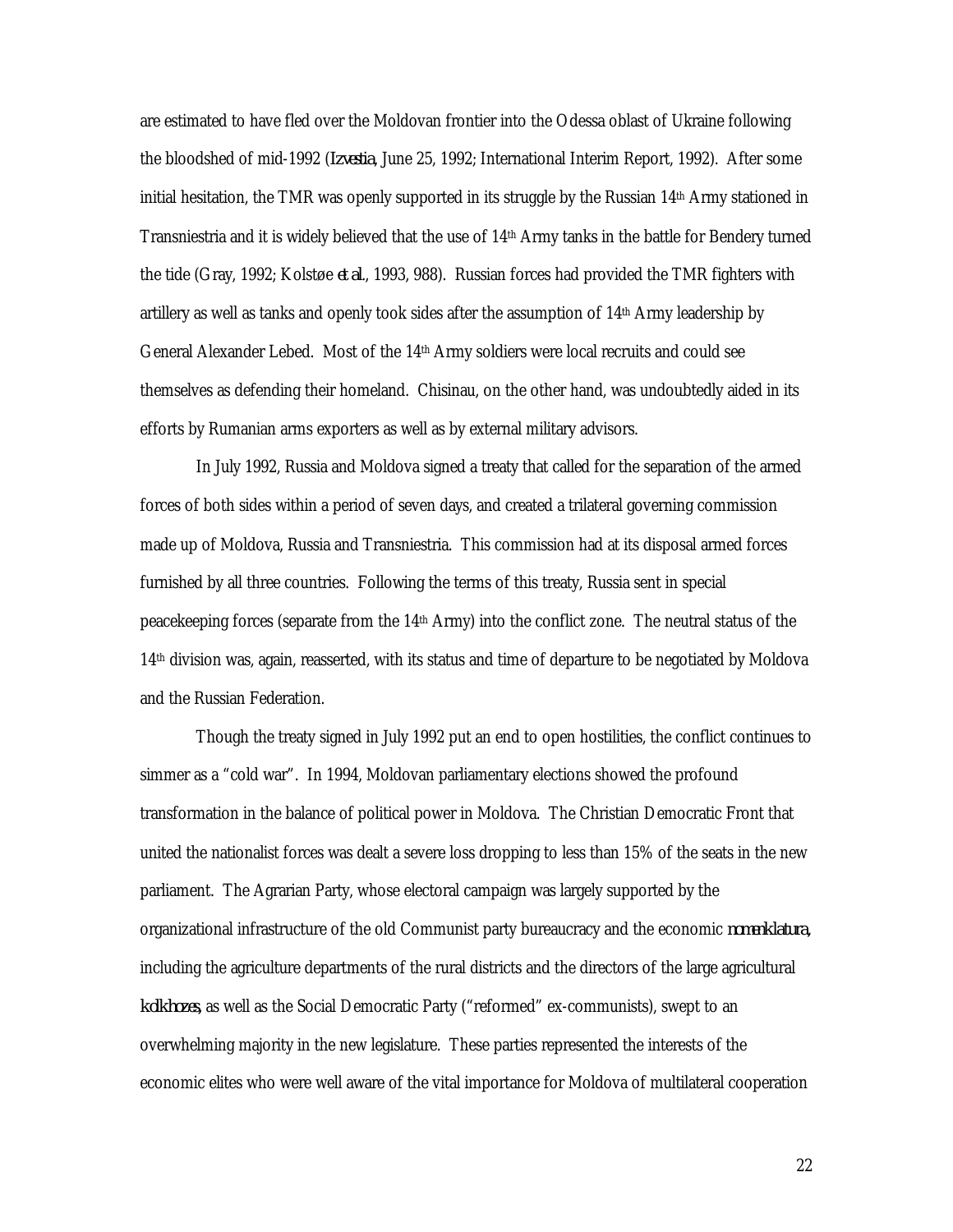are estimated to have fled over the Moldovan frontier into the Odessa oblast of Ukraine following the bloodshed of mid-1992 (*Izvestia*, June 25, 1992; International Interim Report, 1992). After some initial hesitation, the TMR was openly supported in its struggle by the Russian 14th Army stationed in Transniestria and it is widely believed that the use of 14th Army tanks in the battle for Bendery turned the tide (Gray, 1992; Kolstøe *et al.*, 1993, 988). Russian forces had provided the TMR fighters with artillery as well as tanks and openly took sides after the assumption of 14th Army leadership by General Alexander Lebed. Most of the 14th Army soldiers were local recruits and could see themselves as defending their homeland. Chisinau, on the other hand, was undoubtedly aided in its efforts by Rumanian arms exporters as well as by external military advisors.

In July 1992, Russia and Moldova signed a treaty that called for the separation of the armed forces of both sides within a period of seven days, and created a trilateral governing commission made up of Moldova, Russia and Transniestria. This commission had at its disposal armed forces furnished by all three countries. Following the terms of this treaty, Russia sent in special peacekeeping forces (separate from the 14th Army) into the conflict zone. The neutral status of the 14th division was, again, reasserted, with its status and time of departure to be negotiated by Moldova and the Russian Federation.

Though the treaty signed in July 1992 put an end to open hostilities, the conflict continues to simmer as a "cold war". In 1994, Moldovan parliamentary elections showed the profound transformation in the balance of political power in Moldova. The Christian Democratic Front that united the nationalist forces was dealt a severe loss dropping to less than 15% of the seats in the new parliament. The Agrarian Party, whose electoral campaign was largely supported by the organizational infrastructure of the old Communist party bureaucracy and the economic *nomenklatura*, including the agriculture departments of the rural districts and the directors of the large agricultural *kolkhozes*, as well as the Social Democratic Party ("reformed" ex-communists), swept to an overwhelming majority in the new legislature. These parties represented the interests of the economic elites who were well aware of the vital importance for Moldova of multilateral cooperation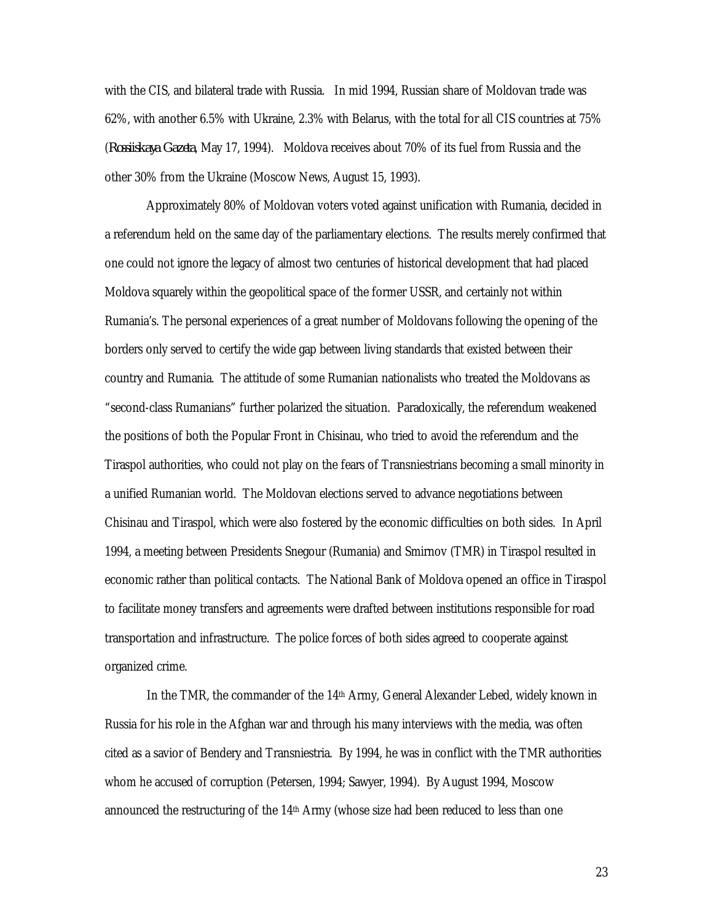with the CIS, and bilateral trade with Russia. In mid 1994, Russian share of Moldovan trade was 62%, with another 6.5% with Ukraine, 2.3% with Belarus, with the total for all CIS countries at 75% (*Rossiiskaya Gazeta*, May 17, 1994). Moldova receives about 70% of its fuel from Russia and the other 30% from the Ukraine (Moscow News, August 15, 1993).

Approximately 80% of Moldovan voters voted against unification with Rumania, decided in a referendum held on the same day of the parliamentary elections. The results merely confirmed that one could not ignore the legacy of almost two centuries of historical development that had placed Moldova squarely within the geopolitical space of the former USSR, and certainly not within Rumania's. The personal experiences of a great number of Moldovans following the opening of the borders only served to certify the wide gap between living standards that existed between their country and Rumania. The attitude of some Rumanian nationalists who treated the Moldovans as "second-class Rumanians" further polarized the situation. Paradoxically, the referendum weakened the positions of both the Popular Front in Chisinau, who tried to avoid the referendum and the Tiraspol authorities, who could not play on the fears of Transniestrians becoming a small minority in a unified Rumanian world. The Moldovan elections served to advance negotiations between Chisinau and Tiraspol, which were also fostered by the economic difficulties on both sides. In April 1994, a meeting between Presidents Snegour (Rumania) and Smirnov (TMR) in Tiraspol resulted in economic rather than political contacts. The National Bank of Moldova opened an office in Tiraspol to facilitate money transfers and agreements were drafted between institutions responsible for road transportation and infrastructure. The police forces of both sides agreed to cooperate against organized crime.

In the TMR, the commander of the 14th Army, General Alexander Lebed, widely known in Russia for his role in the Afghan war and through his many interviews with the media, was often cited as a savior of Bendery and Transniestria. By 1994, he was in conflict with the TMR authorities whom he accused of corruption (Petersen, 1994; Sawyer, 1994). By August 1994, Moscow announced the restructuring of the 14th Army (whose size had been reduced to less than one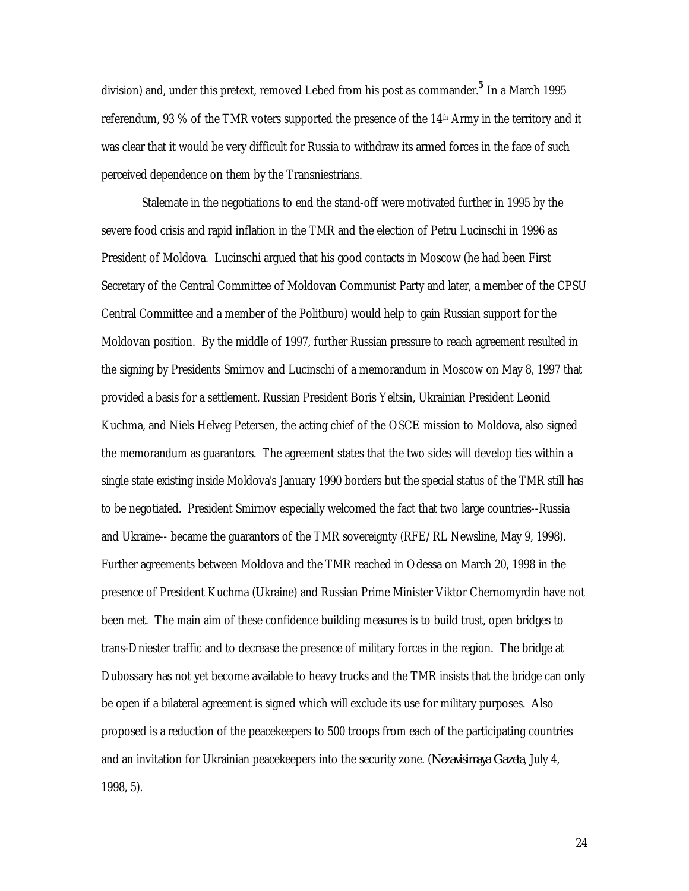division) and, under this pretext, removed Lebed from his post as commander.[5] In a March 1995 referendum, 93 % of the TMR voters supported the presence of the 14th Army in the territory and it was clear that it would be very difficult for Russia to withdraw its armed forces in the face of such perceived dependence on them by the Transniestrians.

Stalemate in the negotiations to end the stand-off were motivated further in 1995 by the severe food crisis and rapid inflation in the TMR and the election of Petru Lucinschi in 1996 as President of Moldova. Lucinschi argued that his good contacts in Moscow (he had been First Secretary of the Central Committee of Moldovan Communist Party and later, a member of the CPSU Central Committee and a member of the Politburo) would help to gain Russian support for the Moldovan position. By the middle of 1997, further Russian pressure to reach agreement resulted in the signing by Presidents Smirnov and Lucinschi of a memorandum in Moscow on May 8, 1997 that provided a basis for a settlement. Russian President Boris Yeltsin, Ukrainian President Leonid Kuchma, and Niels Helveg Petersen, the acting chief of the OSCE mission to Moldova, also signed the memorandum as guarantors. The agreement states that the two sides will develop ties within a single state existing inside Moldova's January 1990 borders but the special status of the TMR still has to be negotiated. President Smirnov especially welcomed the fact that two large countries--Russia and Ukraine-- became the guarantors of the TMR sovereignty (RFE/RL Newsline, May 9, 1998). Further agreements between Moldova and the TMR reached in Odessa on March 20, 1998 in the presence of President Kuchma (Ukraine) and Russian Prime Minister Viktor Chernomyrdin have not been met. The main aim of these confidence building measures is to build trust, open bridges to trans-Dniester traffic and to decrease the presence of military forces in the region. The bridge at Dubossary has not yet become available to heavy trucks and the TMR insists that the bridge can only be open if a bilateral agreement is signed which will exclude its use for military purposes. Also proposed is a reduction of the peacekeepers to 500 troops from each of the participating countries and an invitation for Ukrainian peacekeepers into the security zone. (*Nezavisimaya Gazeta*, July 4, 1998, 5).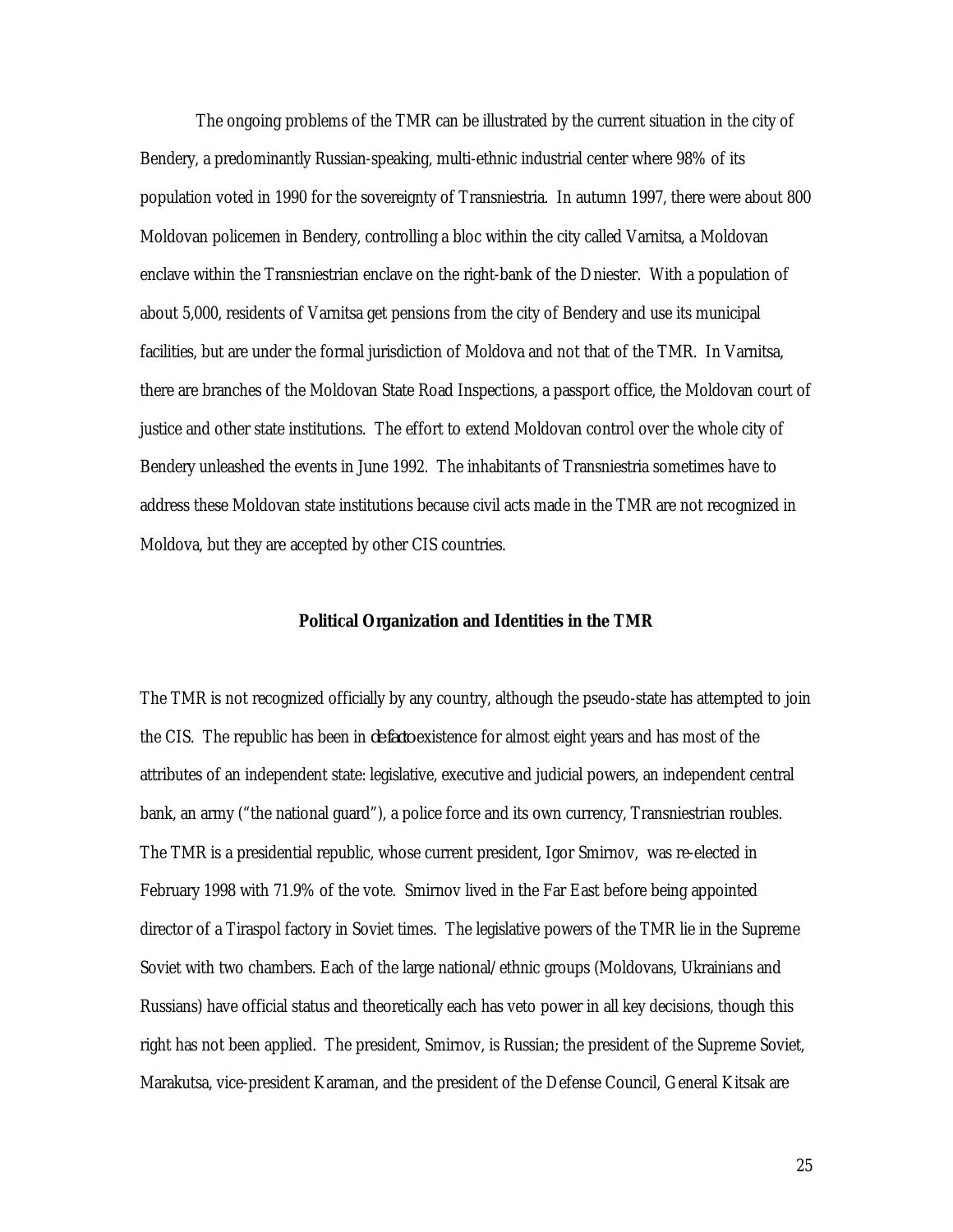The ongoing problems of the TMR can be illustrated by the current situation in the city of Bendery, a predominantly Russian-speaking, multi-ethnic industrial center where 98% of its population voted in 1990 for the sovereignty of Transniestria. In autumn 1997, there were about 800 Moldovan policemen in Bendery, controlling a bloc within the city called Varnitsa, a Moldovan enclave within the Transniestrian enclave on the right-bank of the Dniester. With a population of about 5,000, residents of Varnitsa get pensions from the city of Bendery and use its municipal facilities, but are under the formal jurisdiction of Moldova and not that of the TMR. In Varnitsa, there are branches of the Moldovan State Road Inspections, a passport office, the Moldovan court of justice and other state institutions. The effort to extend Moldovan control over the whole city of Bendery unleashed the events in June 1992. The inhabitants of Transniestria sometimes have to address these Moldovan state institutions because civil acts made in the TMR are not recognized in Moldova, but they are accepted by other CIS countries.

## Political Organization and Identities in the TMR

The TMR is not recognized officially by any country, although the pseudo-state has attempted to join the CIS. The republic has been in *de facto* existence for almost eight years and has most of the attributes of an independent state: legislative, executive and judicial powers, an independent central bank, an army ("the national guard"), a police force and its own currency, Transniestrian roubles. The TMR is a presidential republic, whose current president, Igor Smirnov, was re-elected in February 1998 with 71.9% of the vote. Smirnov lived in the Far East before being appointed director of a Tiraspol factory in Soviet times. The legislative powers of the TMR lie in the Supreme Soviet with two chambers. Each of the large national/ethnic groups (Moldovans, Ukrainians and Russians) have official status and theoretically each has veto power in all key decisions, though this right has not been applied. The president, Smirnov, is Russian; the president of the Supreme Soviet, Marakutsa, vice-president Karaman, and the president of the Defense Council, General Kitsak are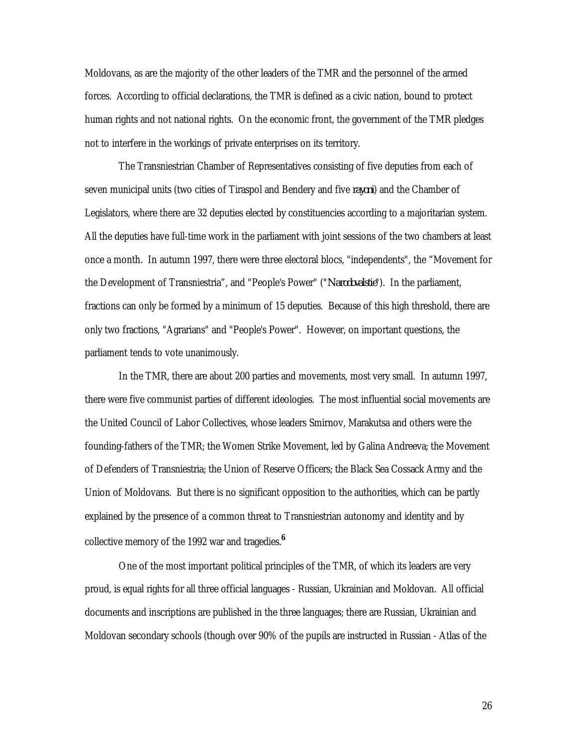Moldovans, as are the majority of the other leaders of the TMR and the personnel of the armed forces. According to official declarations, the TMR is defined as a civic nation, bound to protect human rights and not national rights. On the economic front, the government of the TMR pledges not to interfere in the workings of private enterprises on its territory.

The Transniestrian Chamber of Representatives consisting of five deputies from each of seven municipal units (two cities of Tiraspol and Bendery and five *rayoni*) and the Chamber of Legislators, where there are 32 deputies elected by constituencies according to a majoritarian system. All the deputies have full-time work in the parliament with joint sessions of the two chambers at least once a month. In autumn 1997, there were three electoral blocs, "independents", the "Movement for the Development of Transniestria", and "People's Power" ("*Narodovalstie*"). In the parliament, fractions can only be formed by a minimum of 15 deputies. Because of this high threshold, there are only two fractions, "Agrarians" and "People's Power". However, on important questions, the parliament tends to vote unanimously.

In the TMR, there are about 200 parties and movements, most very small. In autumn 1997, there were five communist parties of different ideologies. The most influential social movements are the United Council of Labor Collectives, whose leaders Smirnov, Marakutsa and others were the founding-fathers of the TMR; the Women Strike Movement, led by Galina Andreeva; the Movement of Defenders of Transniestria; the Union of Reserve Officers; the Black Sea Cossack Army and the Union of Moldovans. But there is no significant opposition to the authorities, which can be partly explained by the presence of a common threat to Transniestrian autonomy and identity and by collective memory of the 1992 war and tragedies.[6]

One of the most important political principles of the TMR, of which its leaders are very proud, is equal rights for all three official languages - Russian, Ukrainian and Moldovan. All official documents and inscriptions are published in the three languages; there are Russian, Ukrainian and Moldovan secondary schools (though over 90% of the pupils are instructed in Russian - Atlas of the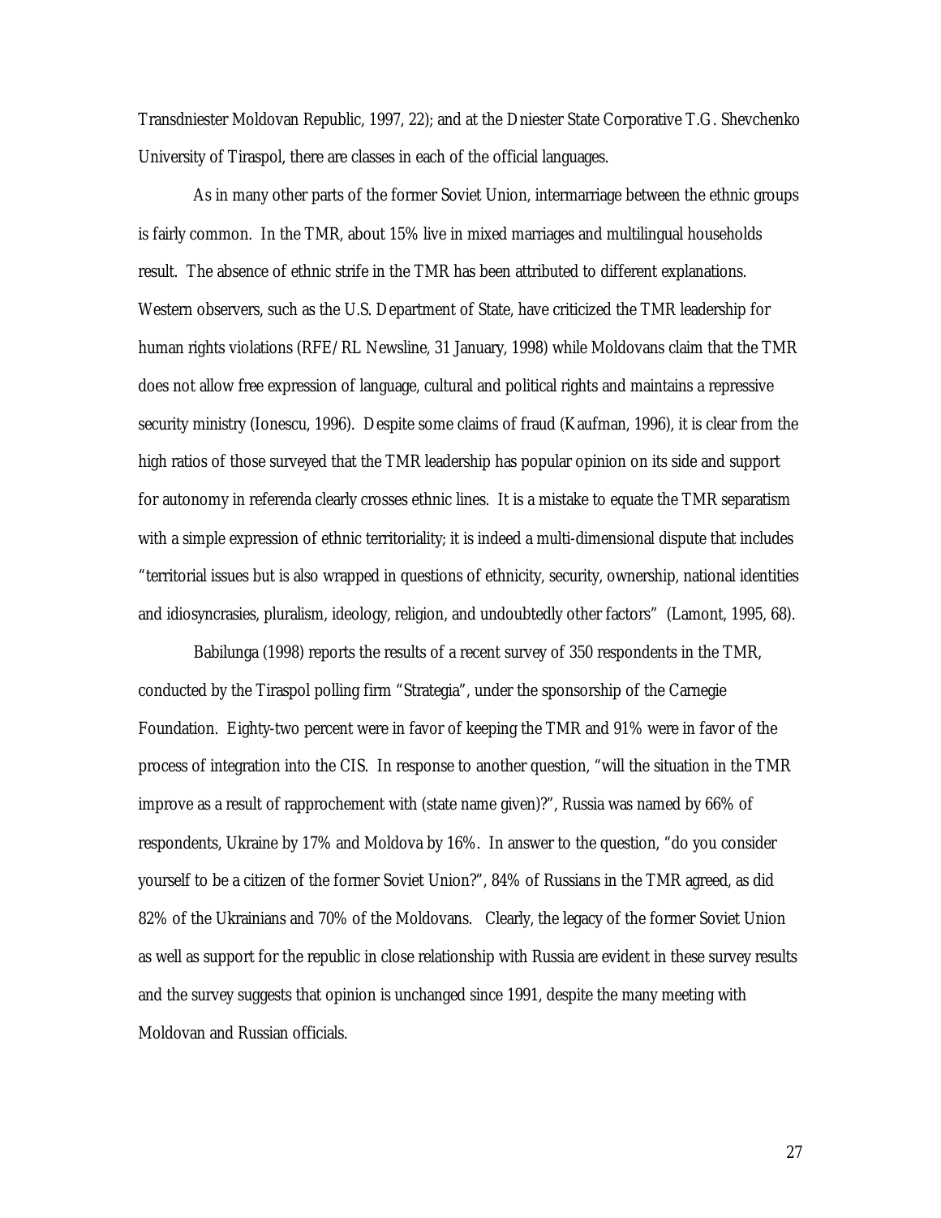Transdniester Moldovan Republic, 1997, 22); and at the Dniester State Corporative T.G. Shevchenko University of Tiraspol, there are classes in each of the official languages.

As in many other parts of the former Soviet Union, intermarriage between the ethnic groups is fairly common. In the TMR, about 15% live in mixed marriages and multilingual households result. The absence of ethnic strife in the TMR has been attributed to different explanations. Western observers, such as the U.S. Department of State, have criticized the TMR leadership for human rights violations (RFE/RL Newsline, 31 January, 1998) while Moldovans claim that the TMR does not allow free expression of language, cultural and political rights and maintains a repressive security ministry (Ionescu, 1996). Despite some claims of fraud (Kaufman, 1996), it is clear from the high ratios of those surveyed that the TMR leadership has popular opinion on its side and support for autonomy in referenda clearly crosses ethnic lines. It is a mistake to equate the TMR separatism with a simple expression of ethnic territoriality; it is indeed a multi-dimensional dispute that includes "territorial issues but is also wrapped in questions of ethnicity, security, ownership, national identities and idiosyncrasies, pluralism, ideology, religion, and undoubtedly other factors" (Lamont, 1995, 68).

Babilunga (1998) reports the results of a recent survey of 350 respondents in the TMR, conducted by the Tiraspol polling firm "Strategia", under the sponsorship of the Carnegie Foundation. Eighty-two percent were in favor of keeping the TMR and 91% were in favor of the process of integration into the CIS. In response to another question, "will the situation in the TMR improve as a result of rapprochement with (state name given)?", Russia was named by 66% of respondents, Ukraine by 17% and Moldova by 16%. In answer to the question, "do you consider yourself to be a citizen of the former Soviet Union?", 84% of Russians in the TMR agreed, as did 82% of the Ukrainians and 70% of the Moldovans. Clearly, the legacy of the former Soviet Union as well as support for the republic in close relationship with Russia are evident in these survey results and the survey suggests that opinion is unchanged since 1991, despite the many meeting with Moldovan and Russian officials.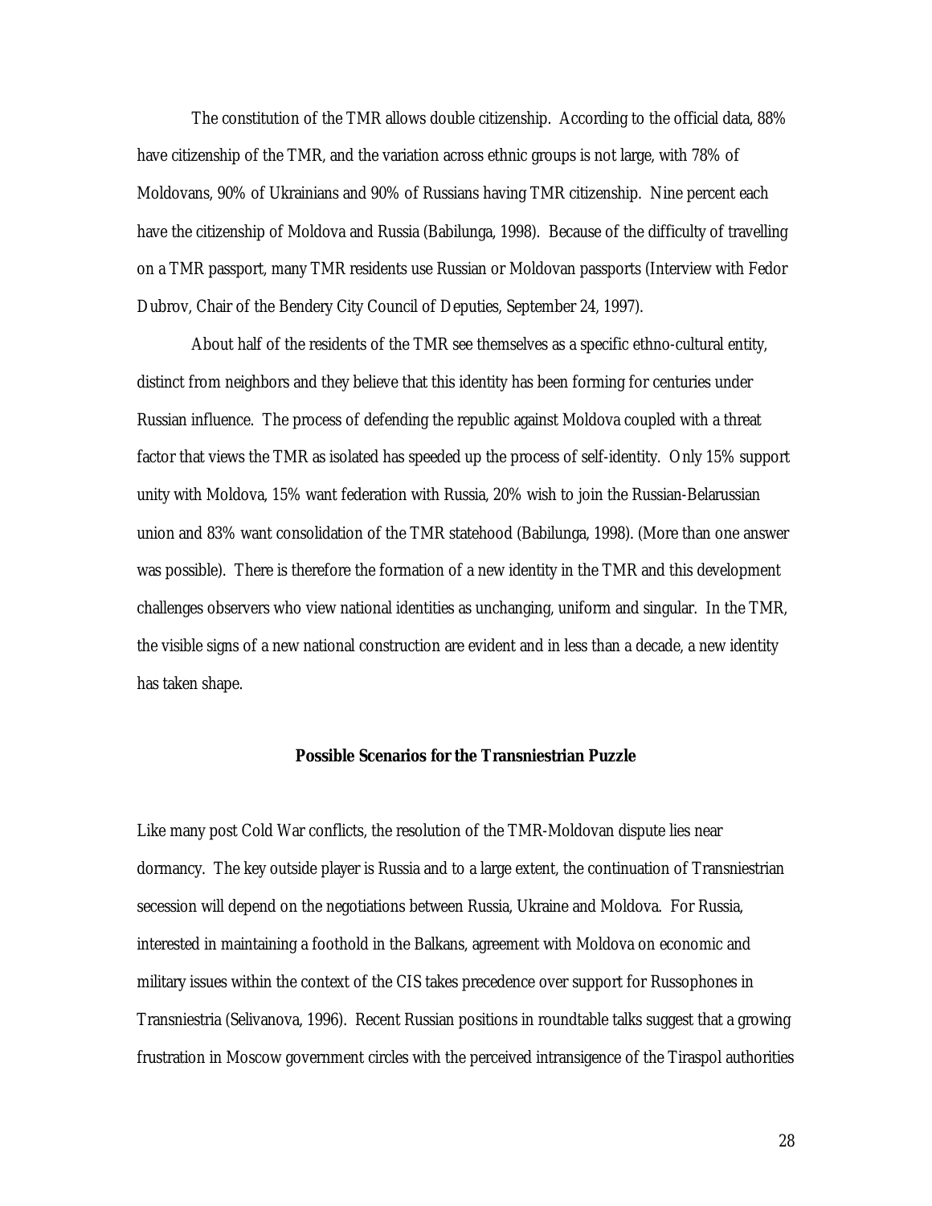The constitution of the TMR allows double citizenship. According to the official data, 88% have citizenship of the TMR, and the variation across ethnic groups is not large, with 78% of Moldovans, 90% of Ukrainians and 90% of Russians having TMR citizenship. Nine percent each have the citizenship of Moldova and Russia (Babilunga, 1998). Because of the difficulty of travelling on a TMR passport, many TMR residents use Russian or Moldovan passports (Interview with Fedor Dubrov, Chair of the Bendery City Council of Deputies, September 24, 1997).

About half of the residents of the TMR see themselves as a specific ethno-cultural entity, distinct from neighbors and they believe that this identity has been forming for centuries under Russian influence. The process of defending the republic against Moldova coupled with a threat factor that views the TMR as isolated has speeded up the process of self-identity. Only 15% support unity with Moldova, 15% want federation with Russia, 20% wish to join the Russian-Belarussian union and 83% want consolidation of the TMR statehood (Babilunga, 1998). (More than one answer was possible). There is therefore the formation of a new identity in the TMR and this development challenges observers who view national identities as unchanging, uniform and singular. In the TMR, the visible signs of a new national construction are evident and in less than a decade, a new identity has taken shape.

## Possible Scenarios for the Transniestrian Puzzle

Like many post Cold War conflicts, the resolution of the TMR-Moldovan dispute lies near dormancy. The key outside player is Russia and to a large extent, the continuation of Transniestrian secession will depend on the negotiations between Russia, Ukraine and Moldova. For Russia, interested in maintaining a foothold in the Balkans, agreement with Moldova on economic and military issues within the context of the CIS takes precedence over support for Russophones in Transniestria (Selivanova, 1996). Recent Russian positions in roundtable talks suggest that a growing frustration in Moscow government circles with the perceived intransigence of the Tiraspol authorities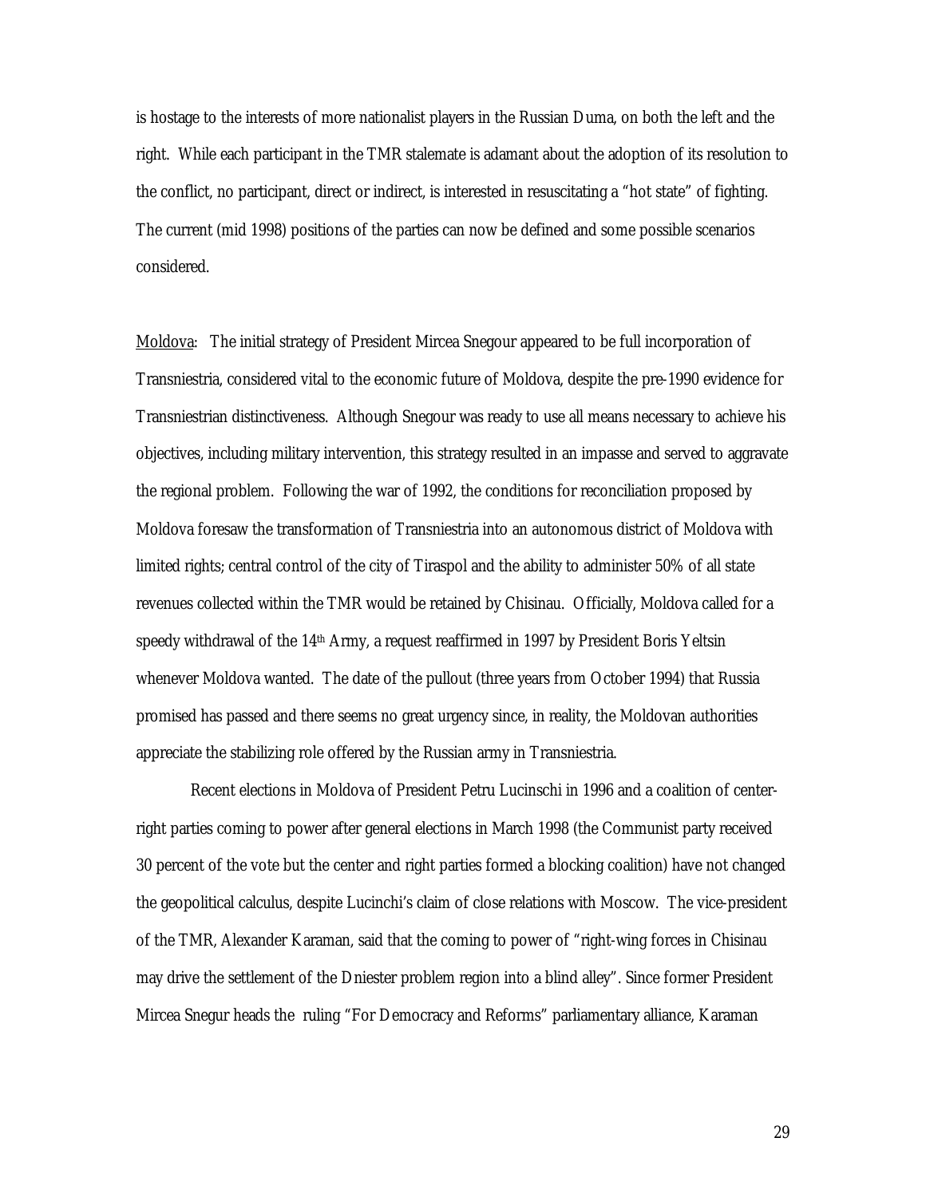is hostage to the interests of more nationalist players in the Russian Duma, on both the left and the right. While each participant in the TMR stalemate is adamant about the adoption of its resolution to the conflict, no participant, direct or indirect, is interested in resuscitating a "hot state" of fighting. The current (mid 1998) positions of the parties can now be defined and some possible scenarios considered.

Moldova: The initial strategy of President Mircea Snegour appeared to be full incorporation of Transniestria, considered vital to the economic future of Moldova, despite the pre-1990 evidence for Transniestrian distinctiveness. Although Snegour was ready to use all means necessary to achieve his objectives, including military intervention, this strategy resulted in an impasse and served to aggravate the regional problem. Following the war of 1992, the conditions for reconciliation proposed by Moldova foresaw the transformation of Transniestria into an autonomous district of Moldova with limited rights; central control of the city of Tiraspol and the ability to administer 50% of all state revenues collected within the TMR would be retained by Chisinau. Officially, Moldova called for a speedy withdrawal of the 14th Army, a request reaffirmed in 1997 by President Boris Yeltsin whenever Moldova wanted. The date of the pullout (three years from October 1994) that Russia promised has passed and there seems no great urgency since, in reality, the Moldovan authorities appreciate the stabilizing role offered by the Russian army in Transniestria.

Recent elections in Moldova of President Petru Lucinschi in 1996 and a coalition of center-right parties coming to power after general elections in March 1998 (the Communist party received 30 percent of the vote but the center and right parties formed a blocking coalition) have not changed the geopolitical calculus, despite Lucinchi's claim of close relations with Moscow. The vice-president of the TMR, Alexander Karaman, said that the coming to power of "right-wing forces in Chisinau may drive the settlement of the Dniester problem region into a blind alley". Since former President Mircea Snegur heads the ruling "For Democracy and Reforms" parliamentary alliance, Karaman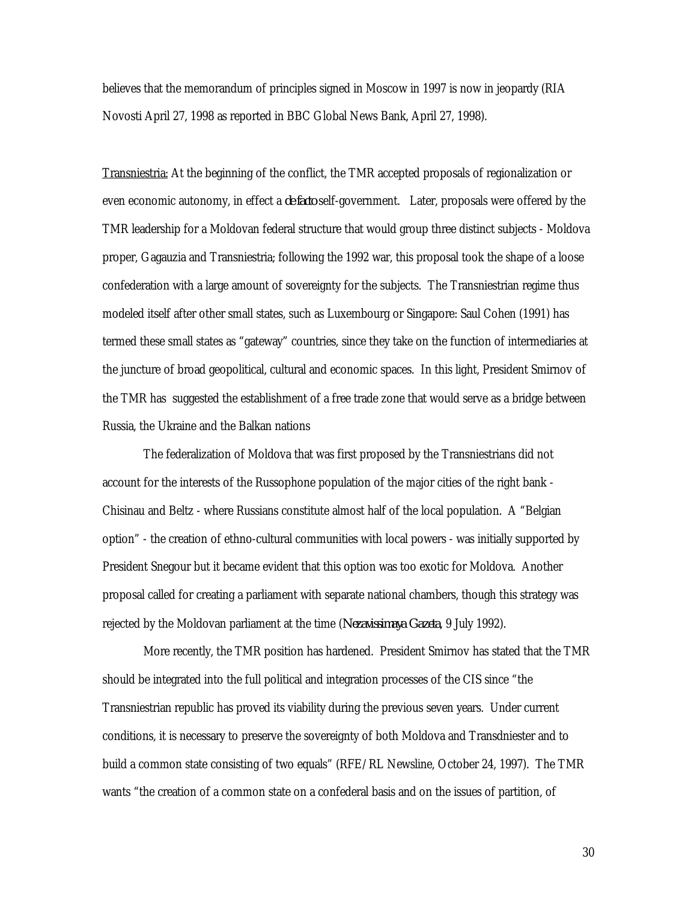believes that the memorandum of principles signed in Moscow in 1997 is now in jeopardy (RIA Novosti April 27, 1998 as reported in BBC Global News Bank, April 27, 1998).

Transniestria: At the beginning of the conflict, the TMR accepted proposals of regionalization or even economic autonomy, in effect a *de facto* self-government. Later, proposals were offered by the TMR leadership for a Moldovan federal structure that would group three distinct subjects - Moldova proper, Gagauzia and Transniestria; following the 1992 war, this proposal took the shape of a loose confederation with a large amount of sovereignty for the subjects. The Transniestrian regime thus modeled itself after other small states, such as Luxembourg or Singapore: Saul Cohen (1991) has termed these small states as "gateway" countries, since they take on the function of intermediaries at the juncture of broad geopolitical, cultural and economic spaces. In this light, President Smirnov of the TMR has suggested the establishment of a free trade zone that would serve as a bridge between Russia, the Ukraine and the Balkan nations

The federalization of Moldova that was first proposed by the Transniestrians did not account for the interests of the Russophone population of the major cities of the right bank - Chisinau and Beltz - where Russians constitute almost half of the local population. A "Belgian option" - the creation of ethno-cultural communities with local powers - was initially supported by President Snegour but it became evident that this option was too exotic for Moldova. Another proposal called for creating a parliament with separate national chambers, though this strategy was rejected by the Moldovan parliament at the time (*Nezavissimaya Gazeta*, 9 July 1992).

More recently, the TMR position has hardened. President Smirnov has stated that the TMR should be integrated into the full political and integration processes of the CIS since "the Transniestrian republic has proved its viability during the previous seven years. Under current conditions, it is necessary to preserve the sovereignty of both Moldova and Transdniester and to build a common state consisting of two equals" (RFE/RL Newsline, October 24, 1997). The TMR wants "the creation of a common state on a confederal basis and on the issues of partition, of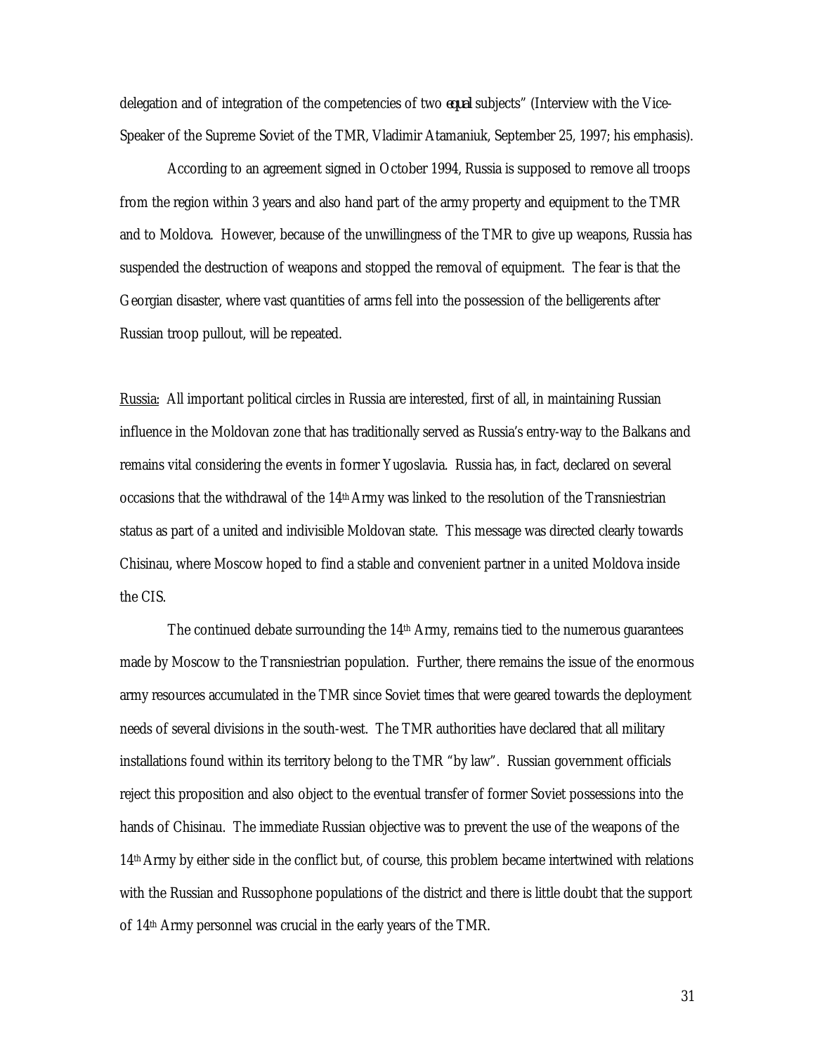delegation and of integration of the competencies of two ***equal*** subjects" (Interview with the Vice-Speaker of the Supreme Soviet of the TMR, Vladimir Atamaniuk, September 25, 1997; his emphasis).

According to an agreement signed in October 1994, Russia is supposed to remove all troops from the region within 3 years and also hand part of the army property and equipment to the TMR and to Moldova. However, because of the unwillingness of the TMR to give up weapons, Russia has suspended the destruction of weapons and stopped the removal of equipment. The fear is that the Georgian disaster, where vast quantities of arms fell into the possession of the belligerents after Russian troop pullout, will be repeated.

<u>Russia:</u> All important political circles in Russia are interested, first of all, in maintaining Russian influence in the Moldovan zone that has traditionally served as Russia's entry-way to the Balkans and remains vital considering the events in former Yugoslavia. Russia has, in fact, declared on several occasions that the withdrawal of the 14th Army was linked to the resolution of the Transniestrian status as part of a united and indivisible Moldovan state. This message was directed clearly towards Chisinau, where Moscow hoped to find a stable and convenient partner in a united Moldova inside the CIS.

The continued debate surrounding the 14th Army, remains tied to the numerous guarantees made by Moscow to the Transniestrian population. Further, there remains the issue of the enormous army resources accumulated in the TMR since Soviet times that were geared towards the deployment needs of several divisions in the south-west. The TMR authorities have declared that all military installations found within its territory belong to the TMR "by law". Russian government officials reject this proposition and also object to the eventual transfer of former Soviet possessions into the hands of Chisinau. The immediate Russian objective was to prevent the use of the weapons of the 14th Army by either side in the conflict but, of course, this problem became intertwined with relations with the Russian and Russophone populations of the district and there is little doubt that the support of 14th Army personnel was crucial in the early years of the TMR.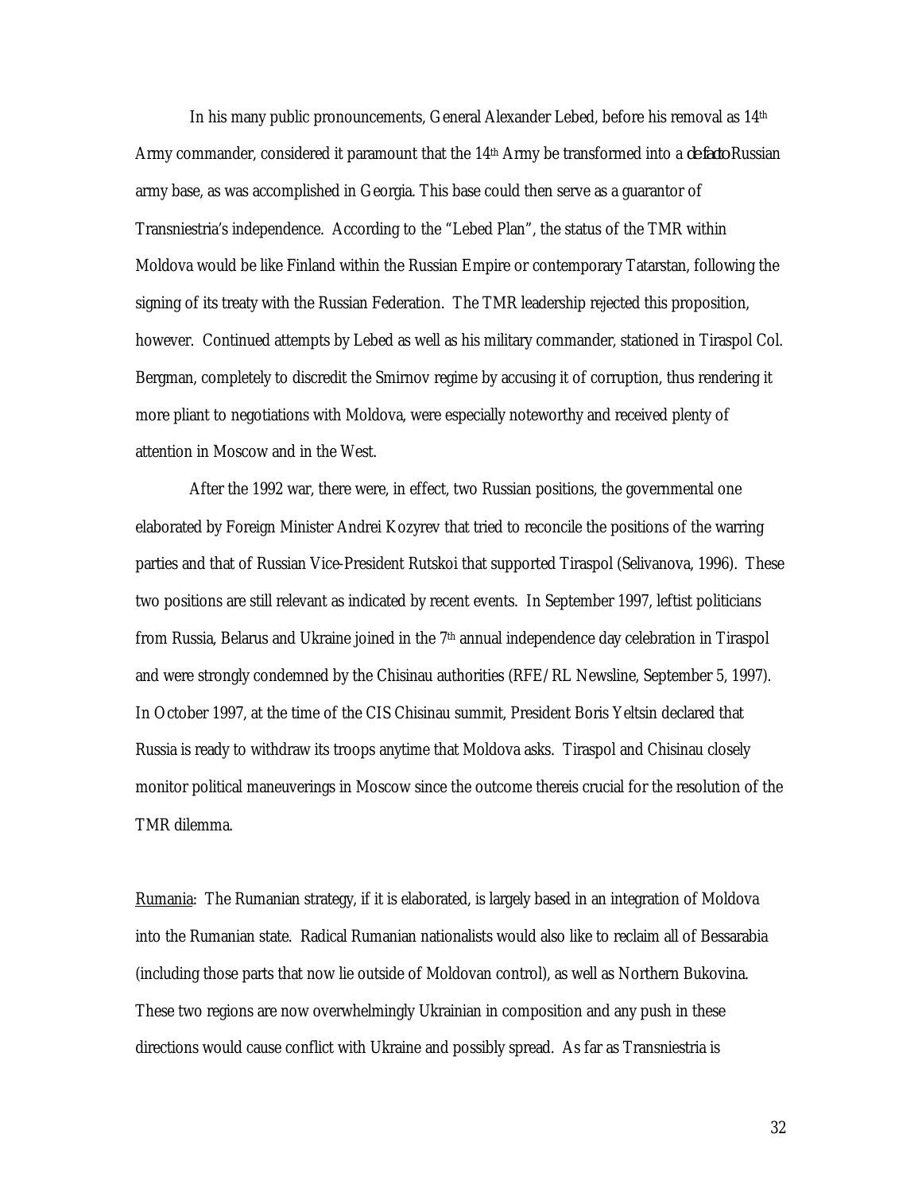In his many public pronouncements, General Alexander Lebed, before his removal as 14th Army commander, considered it paramount that the 14th Army be transformed into a *de facto* Russian army base, as was accomplished in Georgia. This base could then serve as a guarantor of Transniestria's independence. According to the "Lebed Plan", the status of the TMR within Moldova would be like Finland within the Russian Empire or contemporary Tatarstan, following the signing of its treaty with the Russian Federation. The TMR leadership rejected this proposition, however. Continued attempts by Lebed as well as his military commander, stationed in Tiraspol Col. Bergman, completely to discredit the Smirnov regime by accusing it of corruption, thus rendering it more pliant to negotiations with Moldova, were especially noteworthy and received plenty of attention in Moscow and in the West.

After the 1992 war, there were, in effect, two Russian positions, the governmental one elaborated by Foreign Minister Andrei Kozyrev that tried to reconcile the positions of the warring parties and that of Russian Vice-President Rutskoi that supported Tiraspol (Selivanova, 1996). These two positions are still relevant as indicated by recent events. In September 1997, leftist politicians from Russia, Belarus and Ukraine joined in the 7th annual independence day celebration in Tiraspol and were strongly condemned by the Chisinau authorities (RFE/RL Newsline, September 5, 1997). In October 1997, at the time of the CIS Chisinau summit, President Boris Yeltsin declared that Russia is ready to withdraw its troops anytime that Moldova asks. Tiraspol and Chisinau closely monitor political maneuverings in Moscow since the outcome thereis crucial for the resolution of the TMR dilemma.

Rumania: The Rumanian strategy, if it is elaborated, is largely based in an integration of Moldova into the Rumanian state. Radical Rumanian nationalists would also like to reclaim all of Bessarabia (including those parts that now lie outside of Moldovan control), as well as Northern Bukovina. These two regions are now overwhelmingly Ukrainian in composition and any push in these directions would cause conflict with Ukraine and possibly spread. As far as Transniestria is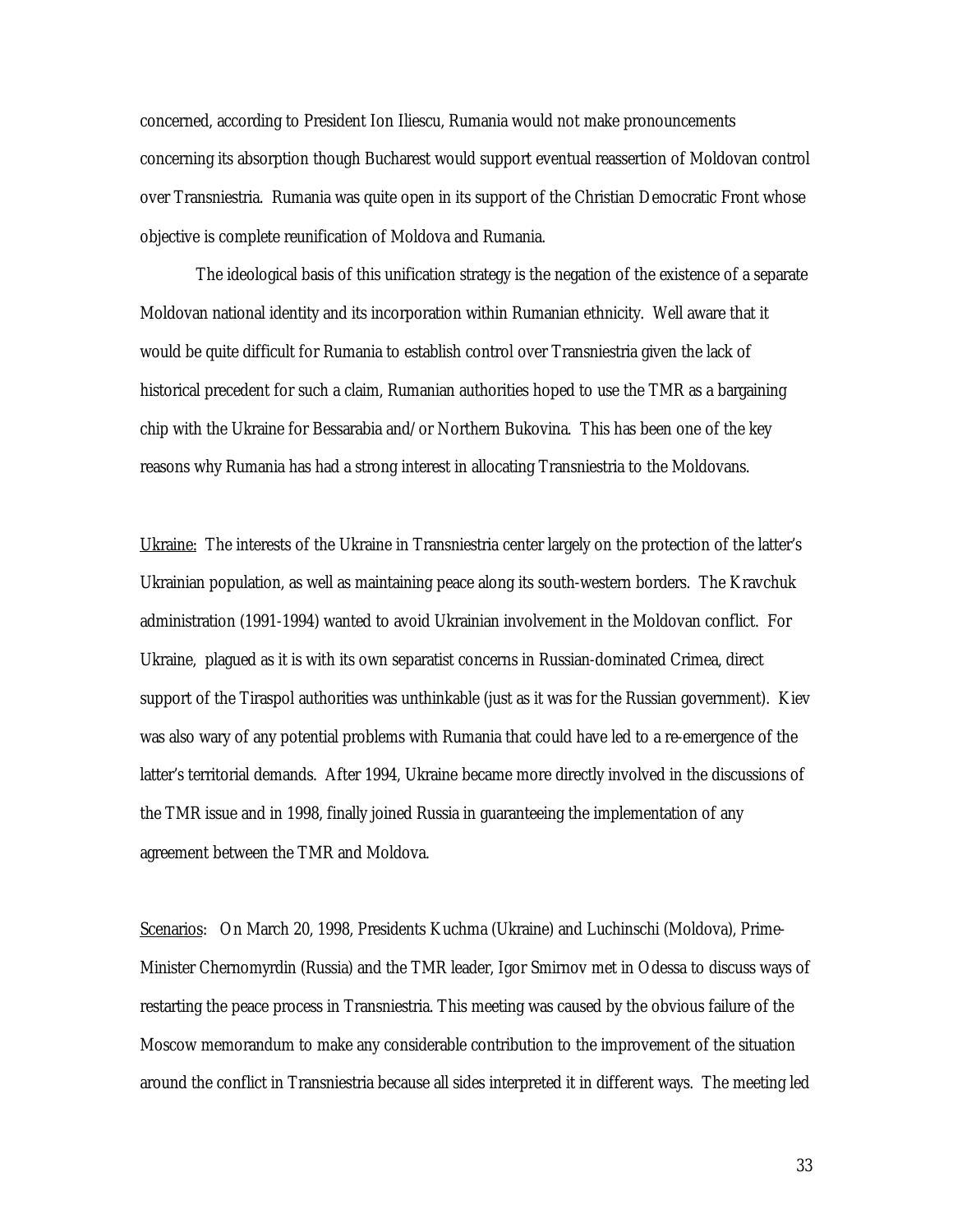concerned, according to President Ion Iliescu, Rumania would not make pronouncements concerning its absorption though Bucharest would support eventual reassertion of Moldovan control over Transniestria. Rumania was quite open in its support of the Christian Democratic Front whose objective is complete reunification of Moldova and Rumania.

The ideological basis of this unification strategy is the negation of the existence of a separate Moldovan national identity and its incorporation within Rumanian ethnicity. Well aware that it would be quite difficult for Rumania to establish control over Transniestria given the lack of historical precedent for such a claim, Rumanian authorities hoped to use the TMR as a bargaining chip with the Ukraine for Bessarabia and/or Northern Bukovina. This has been one of the key reasons why Rumania has had a strong interest in allocating Transniestria to the Moldovans.

Ukraine: The interests of the Ukraine in Transniestria center largely on the protection of the latter's Ukrainian population, as well as maintaining peace along its south-western borders. The Kravchuk administration (1991-1994) wanted to avoid Ukrainian involvement in the Moldovan conflict. For Ukraine, plagued as it is with its own separatist concerns in Russian-dominated Crimea, direct support of the Tiraspol authorities was unthinkable (just as it was for the Russian government). Kiev was also wary of any potential problems with Rumania that could have led to a re-emergence of the latter's territorial demands. After 1994, Ukraine became more directly involved in the discussions of the TMR issue and in 1998, finally joined Russia in guaranteeing the implementation of any agreement between the TMR and Moldova.

Scenarios: On March 20, 1998, Presidents Kuchma (Ukraine) and Luchinschi (Moldova), Prime-Minister Chernomyrdin (Russia) and the TMR leader, Igor Smirnov met in Odessa to discuss ways of restarting the peace process in Transniestria. This meeting was caused by the obvious failure of the Moscow memorandum to make any considerable contribution to the improvement of the situation around the conflict in Transniestria because all sides interpreted it in different ways. The meeting led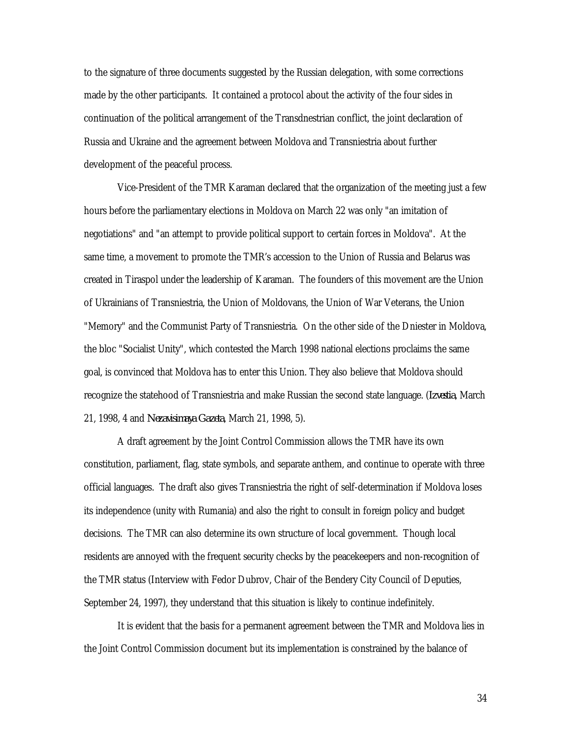to the signature of three documents suggested by the Russian delegation, with some corrections made by the other participants. It contained a protocol about the activity of the four sides in continuation of the political arrangement of the Transdnestrian conflict, the joint declaration of Russia and Ukraine and the agreement between Moldova and Transniestria about further development of the peaceful process.

Vice-President of the TMR Karaman declared that the organization of the meeting just a few hours before the parliamentary elections in Moldova on March 22 was only "an imitation of negotiations" and "an attempt to provide political support to certain forces in Moldova". At the same time, a movement to promote the TMR's accession to the Union of Russia and Belarus was created in Tiraspol under the leadership of Karaman. The founders of this movement are the Union of Ukrainians of Transniestria, the Union of Moldovans, the Union of War Veterans, the Union "Memory" and the Communist Party of Transniestria. On the other side of the Dniester in Moldova, the bloc "Socialist Unity", which contested the March 1998 national elections proclaims the same goal, is convinced that Moldova has to enter this Union. They also believe that Moldova should recognize the statehood of Transniestria and make Russian the second state language. (*Izvestia*, March 21, 1998, 4 and *Nezavisimaya Gazeta*, March 21, 1998, 5).

A draft agreement by the Joint Control Commission allows the TMR have its own constitution, parliament, flag, state symbols, and separate anthem, and continue to operate with three official languages. The draft also gives Transniestria the right of self-determination if Moldova loses its independence (unity with Rumania) and also the right to consult in foreign policy and budget decisions. The TMR can also determine its own structure of local government. Though local residents are annoyed with the frequent security checks by the peacekeepers and non-recognition of the TMR status (Interview with Fedor Dubrov, Chair of the Bendery City Council of Deputies, September 24, 1997), they understand that this situation is likely to continue indefinitely.

It is evident that the basis for a permanent agreement between the TMR and Moldova lies in the Joint Control Commission document but its implementation is constrained by the balance of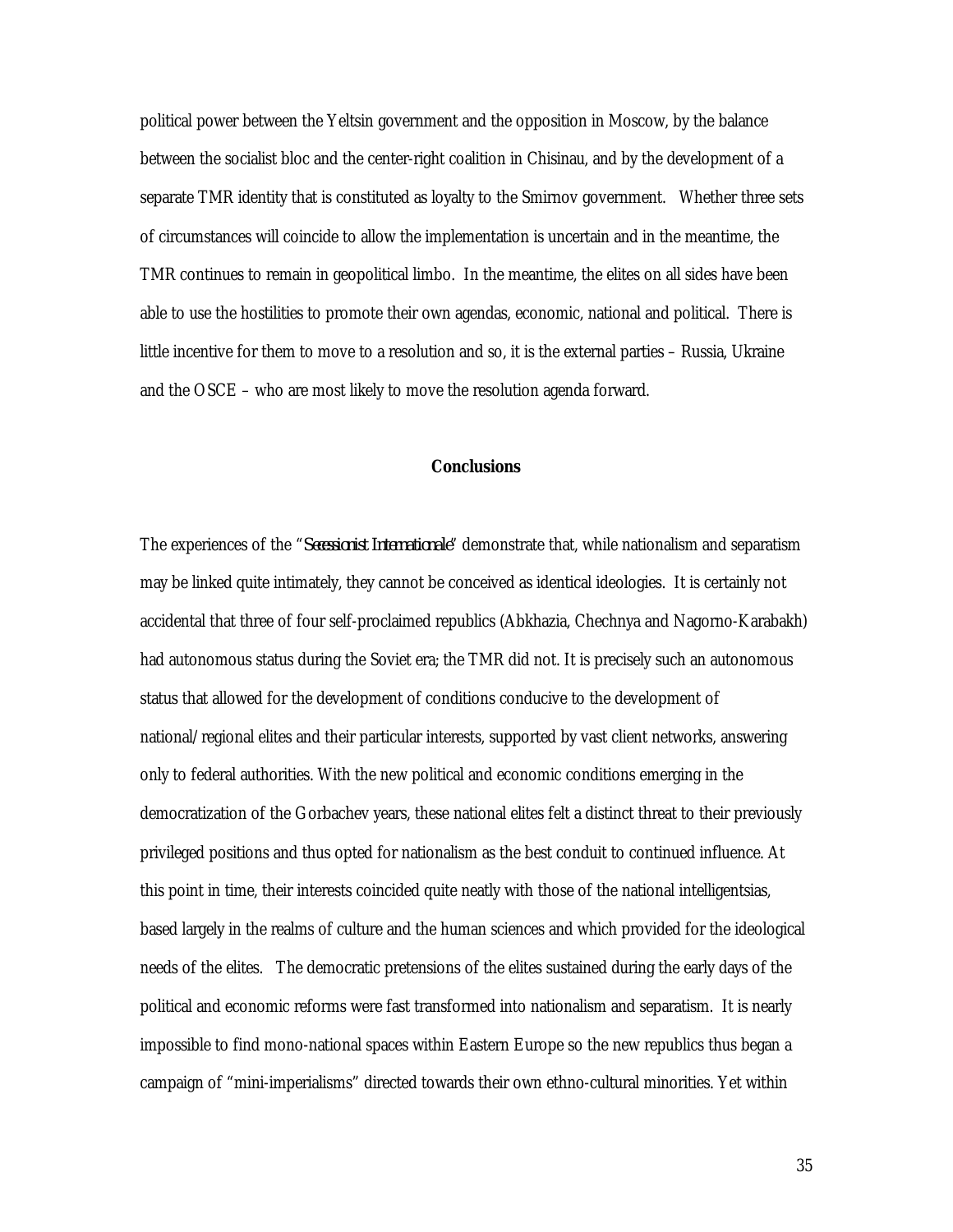political power between the Yeltsin government and the opposition in Moscow, by the balance between the socialist bloc and the center-right coalition in Chisinau, and by the development of a separate TMR identity that is constituted as loyalty to the Smirnov government. Whether three sets of circumstances will coincide to allow the implementation is uncertain and in the meantime, the TMR continues to remain in geopolitical limbo. In the meantime, the elites on all sides have been able to use the hostilities to promote their own agendas, economic, national and political. There is little incentive for them to move to a resolution and so, it is the external parties – Russia, Ukraine and the OSCE – who are most likely to move the resolution agenda forward.

## Conclusions

The experiences of the "*Secessionist Internationale*" demonstrate that, while nationalism and separatism may be linked quite intimately, they cannot be conceived as identical ideologies. It is certainly not accidental that three of four self-proclaimed republics (Abkhazia, Chechnya and Nagorno-Karabakh) had autonomous status during the Soviet era; the TMR did not. It is precisely such an autonomous status that allowed for the development of conditions conducive to the development of national/regional elites and their particular interests, supported by vast client networks, answering only to federal authorities. With the new political and economic conditions emerging in the democratization of the Gorbachev years, these national elites felt a distinct threat to their previously privileged positions and thus opted for nationalism as the best conduit to continued influence. At this point in time, their interests coincided quite neatly with those of the national intelligentsias, based largely in the realms of culture and the human sciences and which provided for the ideological needs of the elites. The democratic pretensions of the elites sustained during the early days of the political and economic reforms were fast transformed into nationalism and separatism. It is nearly impossible to find mono-national spaces within Eastern Europe so the new republics thus began a campaign of "mini-imperialisms" directed towards their own ethno-cultural minorities. Yet within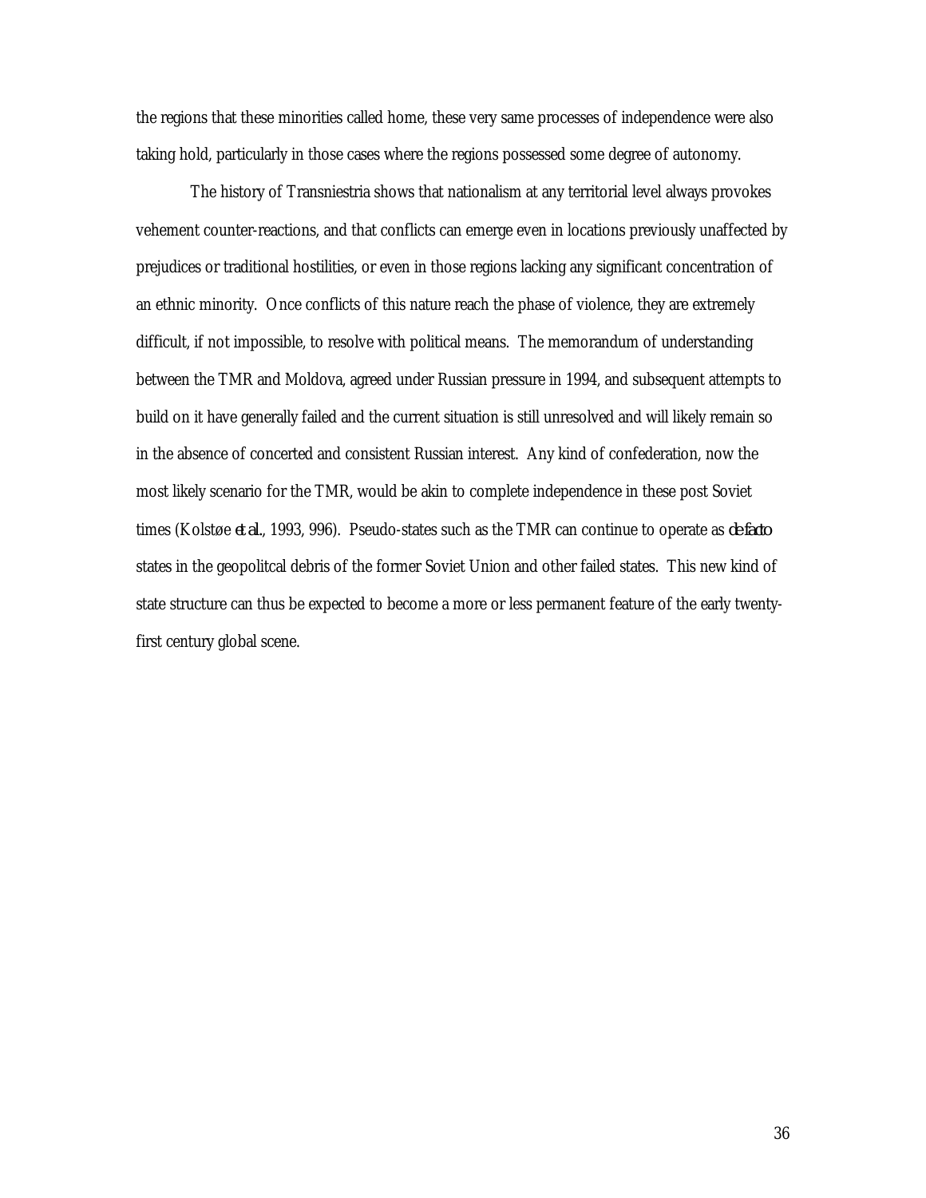the regions that these minorities called home, these very same processes of independence were also taking hold, particularly in those cases where the regions possessed some degree of autonomy.

The history of Transniestria shows that nationalism at any territorial level always provokes vehement counter-reactions, and that conflicts can emerge even in locations previously unaffected by prejudices or traditional hostilities, or even in those regions lacking any significant concentration of an ethnic minority. Once conflicts of this nature reach the phase of violence, they are extremely difficult, if not impossible, to resolve with political means. The memorandum of understanding between the TMR and Moldova, agreed under Russian pressure in 1994, and subsequent attempts to build on it have generally failed and the current situation is still unresolved and will likely remain so in the absence of concerted and consistent Russian interest. Any kind of confederation, now the most likely scenario for the TMR, would be akin to complete independence in these post Soviet times (Kolstøe *et al.*, 1993, 996). Pseudo-states such as the TMR can continue to operate as *de facto* states in the geopolitcal debris of the former Soviet Union and other failed states. This new kind of state structure can thus be expected to become a more or less permanent feature of the early twenty-first century global scene.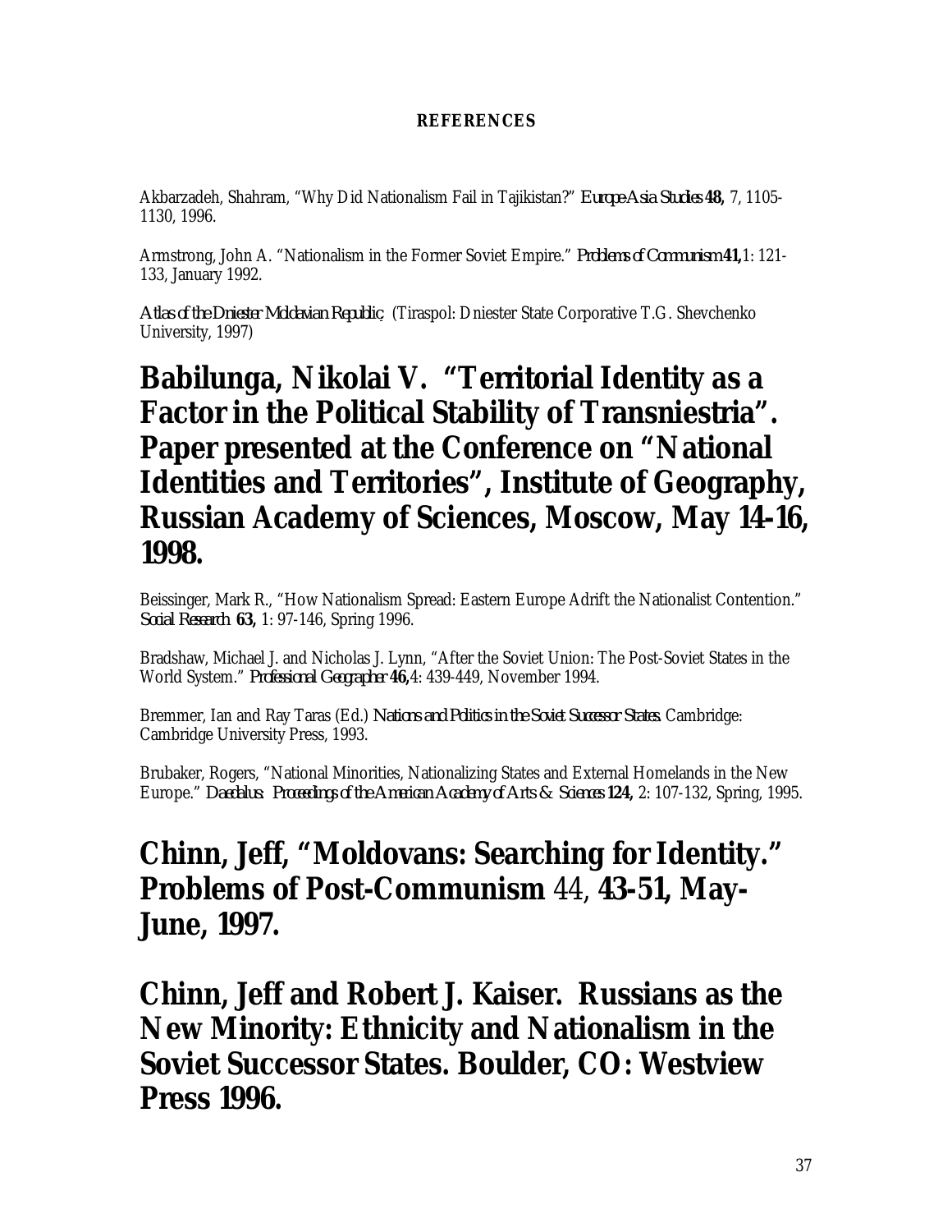**REFERENCES**

Akbarzadeh, Shahram, "Why Did Nationalism Fail in Tajikistan?" *Europe-Asia Studies* **48,** 7, 1105-1130, 1996.

Armstrong, John A. "Nationalism in the Former Soviet Empire." *Problems of Communism* **41,** 1: 121-133, January 1992.

*Atlas of the Dniester Moldavian Republic*; (Tiraspol: Dniester State Corporative T.G. Shevchenko University, 1997)

**Babilunga, Nikolai V. "Territorial Identity as a Factor in the Political Stability of Transniestria". Paper presented at the Conference on "National Identities and Territories", Institute of Geography, Russian Academy of Sciences, Moscow, May 14-16, 1998.**

Beissinger, Mark R., "How Nationalism Spread: Eastern Europe Adrift the Nationalist Contention." *Social Research* **63,** 1: 97-146, Spring 1996.

Bradshaw, Michael J. and Nicholas J. Lynn, "After the Soviet Union: The Post-Soviet States in the World System." *Professional Geographer* **46,** 4: 439-449, November 1994.

Bremmer, Ian and Ray Taras (Ed.) *Nations and Politics in the Soviet Successor States.* Cambridge: Cambridge University Press, 1993.

Brubaker, Rogers, "National Minorities, Nationalizing States and External Homelands in the New Europe." *Daedalus: Proceedings of the American Academy of Arts & Sciences* **124,** 2: 107-132, Spring, 1995.

**Chinn, Jeff, "Moldovans: Searching for Identity." Problems of Post-Communism** 44, **43-51, May-June, 1997.**

**Chinn, Jeff and Robert J. Kaiser. Russians as the New Minority: Ethnicity and Nationalism in the Soviet Successor States. Boulder, CO: Westview Press 1996.**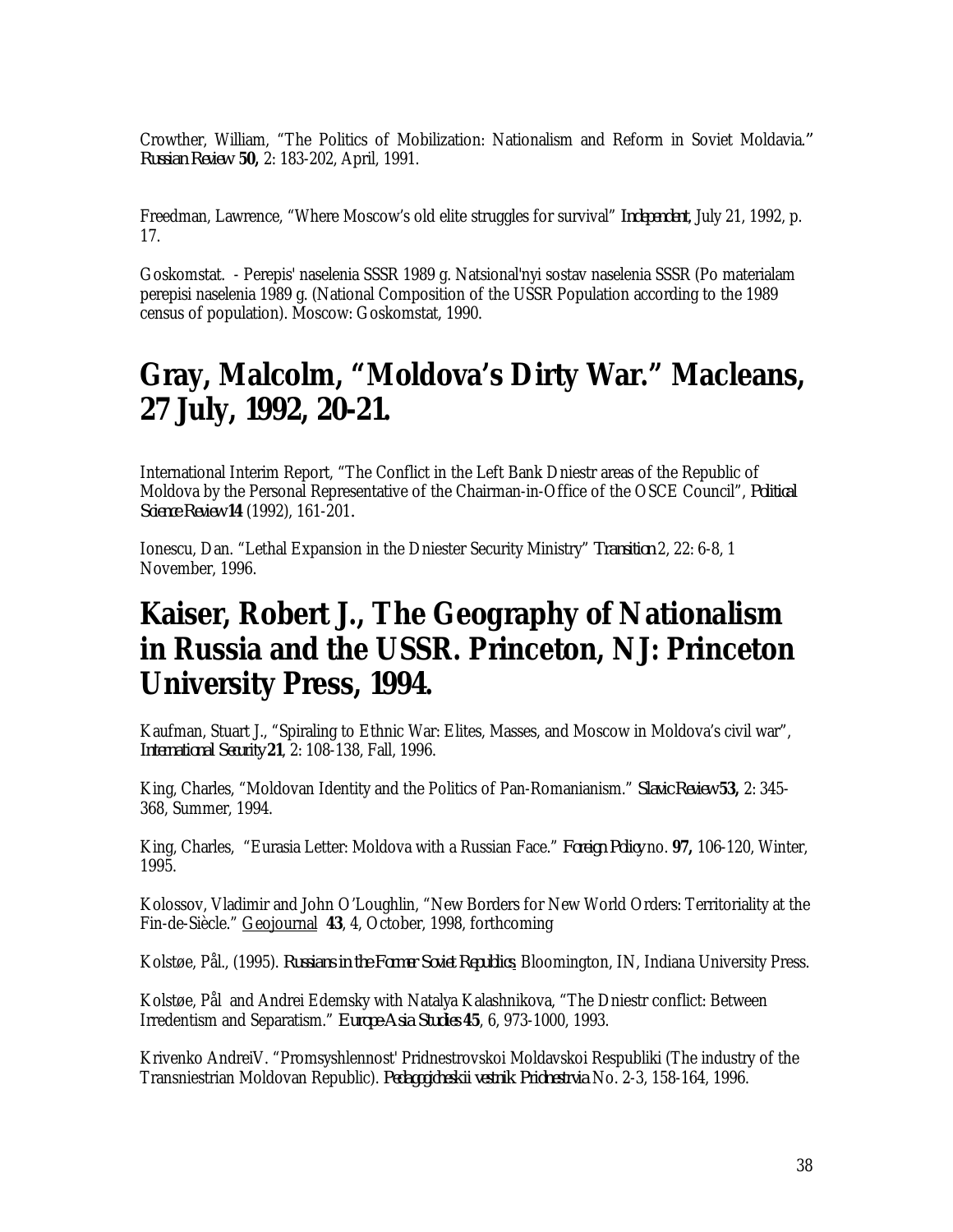Crowther, William, "The Politics of Mobilization: Nationalism and Reform in Soviet Moldavia." *Russian Review* **50,** 2: 183-202, April, 1991.

Freedman, Lawrence, "Where Moscow's old elite struggles for survival" *Independent*, July 21, 1992, p. 17.

Goskomstat. - Perepis' naselenia SSSR 1989 g. Natsional'nyi sostav naselenia SSSR (Po materialam perepisi naselenia 1989 g. (National Composition of the USSR Population according to the 1989 census of population). Moscow: Goskomstat, 1990.

**Gray, Malcolm, "Moldova's Dirty War." Macleans, 27 July, 1992, 20-21.**

International Interim Report, "The Conflict in the Left Bank Dniestr areas of the Republic of Moldova by the Personal Representative of the Chairman-in-Office of the OSCE Council", *Political Science Review* **14** (1992), 161-201.

Ionescu, Dan. "Lethal Expansion in the Dniester Security Ministry" *Transition* 2, 22: 6-8, 1 November, 1996.

**Kaiser, Robert J., The Geography of Nationalism in Russia and the USSR. Princeton, NJ: Princeton University Press, 1994.**

Kaufman, Stuart J., "Spiraling to Ethnic War: Elites, Masses, and Moscow in Moldova's civil war", *International Security* **21**, 2: 108-138, Fall, 1996.

King, Charles, "Moldovan Identity and the Politics of Pan-Romanianism." *Slavic Review* **53,** 2: 345-368, Summer, 1994.

King, Charles, "Eurasia Letter: Moldova with a Russian Face." *Foreign Policy* no. **97,** 106-120, Winter, 1995.

Kolossov, Vladimir and John O'Loughlin, "New Borders for New World Orders: Territoriality at the Fin-de-Siècle." Geojournal **43**, 4, October, 1998, forthcoming

Kolstøe, Pål., (1995). *Russians in the Former Soviet Republics*, Bloomington, IN, Indiana University Press.

Kolstøe, Pål and Andrei Edemsky with Natalya Kalashnikova, "The Dniestr conflict: Between Irredentism and Separatism." *Europe-Asia Studies* **45**, 6, 973-1000, 1993.

Krivenko AndreiV. "Promsyshlennost' Pridnestrovskoi Moldavskoi Respubliki (The industry of the Transniestrian Moldovan Republic). *Pedagogicheskii vestnik Pridnestrvia* No. 2-3, 158-164, 1996.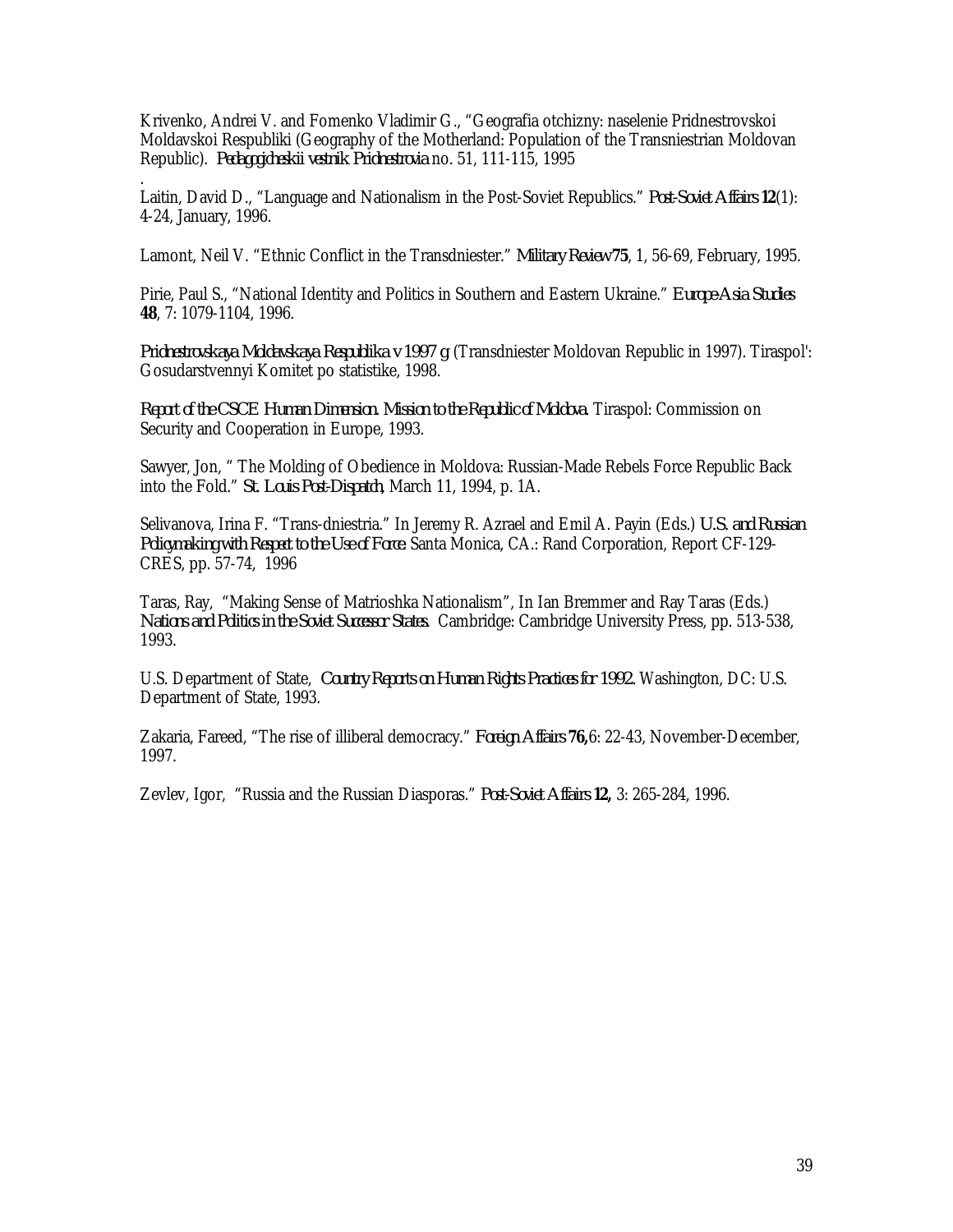Krivenko, Andrei V. and Fomenko Vladimir G., "Geografia otchizny: naselenie Pridnestrovskoi Moldavskoi Respubliki (Geography of the Motherland: Population of the Transniestrian Moldovan Republic). *Pedagogicheskii vestnik Pridnestrovia* no. 51, 111-115, 1995
.
Laitin, David D., "Language and Nationalism in the Post-Soviet Republics." *Post-Soviet Affairs* **12**(1): 4-24, January, 1996.

Lamont, Neil V. "Ethnic Conflict in the Transdniester." *Military Review* **75**, 1, 56-69, February, 1995.

Pirie, Paul S., "National Identity and Politics in Southern and Eastern Ukraine." *Europe-Asia Studies* **48**, 7: 1079-1104, 1996.

*Pridnestrovskaya Moldavskaya Respublika v 1997 g.* (Transdniester Moldovan Republic in 1997). Tiraspol': Gosudarstvennyi Komitet po statistike, 1998.

*Report of the CSCE Human Dimension. Mission to the Republic of Moldova.* Tiraspol: Commission on Security and Cooperation in Europe, 1993.

Sawyer, Jon, " The Molding of Obedience in Moldova: Russian-Made Rebels Force Republic Back into the Fold." *St. Louis Post-Dispatch*, March 11, 1994, p. 1A.

Selivanova, Irina F. "Trans-dniestria." In Jeremy R. Azrael and Emil A. Payin (Eds.) *U.S. and Russian Policymaking with Respect to the Use of Force.* Santa Monica, CA.: Rand Corporation, Report CF-129-CRES, pp. 57-74, 1996

Taras, Ray, "Making Sense of Matrioshka Nationalism", In Ian Bremmer and Ray Taras (Eds.) *Nations and Politics in the Soviet Successor States.* Cambridge: Cambridge University Press, pp. 513-538, 1993.

U.S. Department of State, *Country Reports on Human Rights Practices for 1992.* Washington, DC: U.S. Department of State, 1993.

Zakaria, Fareed, "The rise of illiberal democracy." *Foreign Affairs* **76**, 6: 22-43, November-December, 1997.

Zevlev, Igor, "Russia and the Russian Diasporas." *Post-Soviet Affairs* **12**, 3: 265-284, 1996.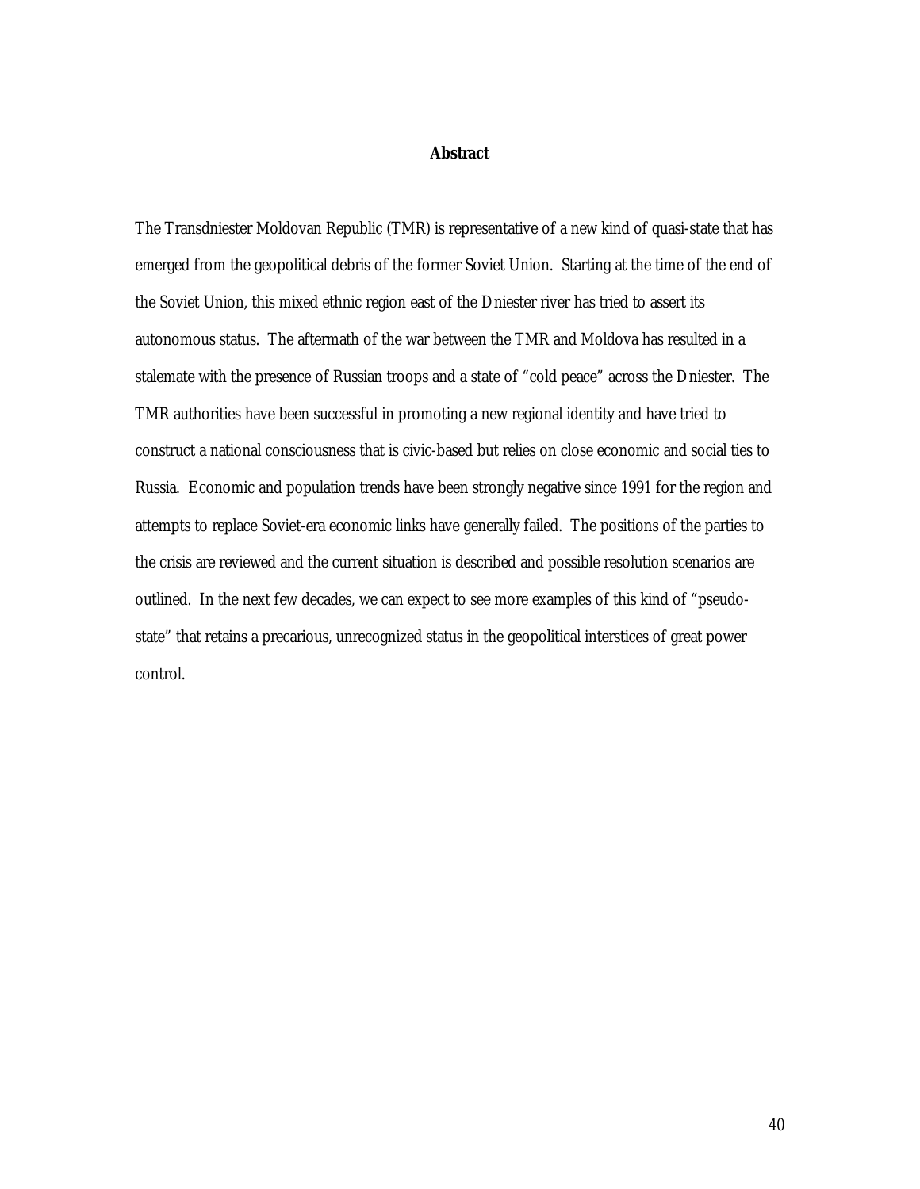## Abstract

The Transdniester Moldovan Republic (TMR) is representative of a new kind of quasi-state that has emerged from the geopolitical debris of the former Soviet Union. Starting at the time of the end of the Soviet Union, this mixed ethnic region east of the Dniester river has tried to assert its autonomous status. The aftermath of the war between the TMR and Moldova has resulted in a stalemate with the presence of Russian troops and a state of "cold peace" across the Dniester. The TMR authorities have been successful in promoting a new regional identity and have tried to construct a national consciousness that is civic-based but relies on close economic and social ties to Russia. Economic and population trends have been strongly negative since 1991 for the region and attempts to replace Soviet-era economic links have generally failed. The positions of the parties to the crisis are reviewed and the current situation is described and possible resolution scenarios are outlined. In the next few decades, we can expect to see more examples of this kind of "pseudo-state" that retains a precarious, unrecognized status in the geopolitical interstices of great power control.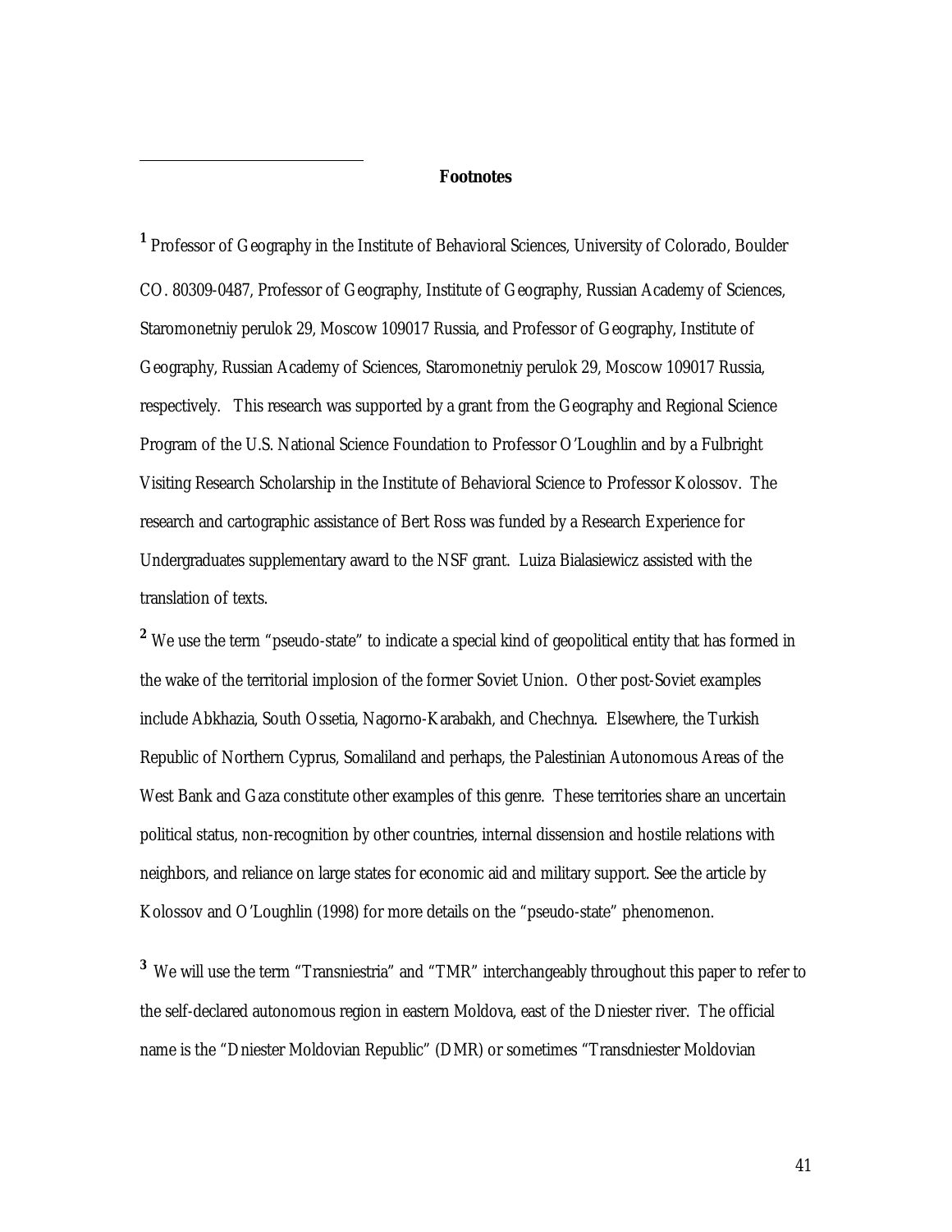## Footnotes

[1] Professor of Geography in the Institute of Behavioral Sciences, University of Colorado, Boulder CO. 80309-0487, Professor of Geography, Institute of Geography, Russian Academy of Sciences, Staromonetniy perulok 29, Moscow 109017 Russia, and Professor of Geography, Institute of Geography, Russian Academy of Sciences, Staromonetniy perulok 29, Moscow 109017 Russia, respectively. This research was supported by a grant from the Geography and Regional Science Program of the U.S. National Science Foundation to Professor O'Loughlin and by a Fulbright Visiting Research Scholarship in the Institute of Behavioral Science to Professor Kolossov. The research and cartographic assistance of Bert Ross was funded by a Research Experience for Undergraduates supplementary award to the NSF grant. Luiza Bialasiewicz assisted with the translation of texts.

[2] We use the term "pseudo-state" to indicate a special kind of geopolitical entity that has formed in the wake of the territorial implosion of the former Soviet Union. Other post-Soviet examples include Abkhazia, South Ossetia, Nagorno-Karabakh, and Chechnya. Elsewhere, the Turkish Republic of Northern Cyprus, Somaliland and perhaps, the Palestinian Autonomous Areas of the West Bank and Gaza constitute other examples of this genre. These territories share an uncertain political status, non-recognition by other countries, internal dissension and hostile relations with neighbors, and reliance on large states for economic aid and military support. See the article by Kolossov and O'Loughlin (1998) for more details on the "pseudo-state" phenomenon.

[3] We will use the term "Transniestria" and "TMR" interchangeably throughout this paper to refer to the self-declared autonomous region in eastern Moldova, east of the Dniester river. The official name is the "Dniester Moldovian Republic" (DMR) or sometimes "Transdniester Moldovian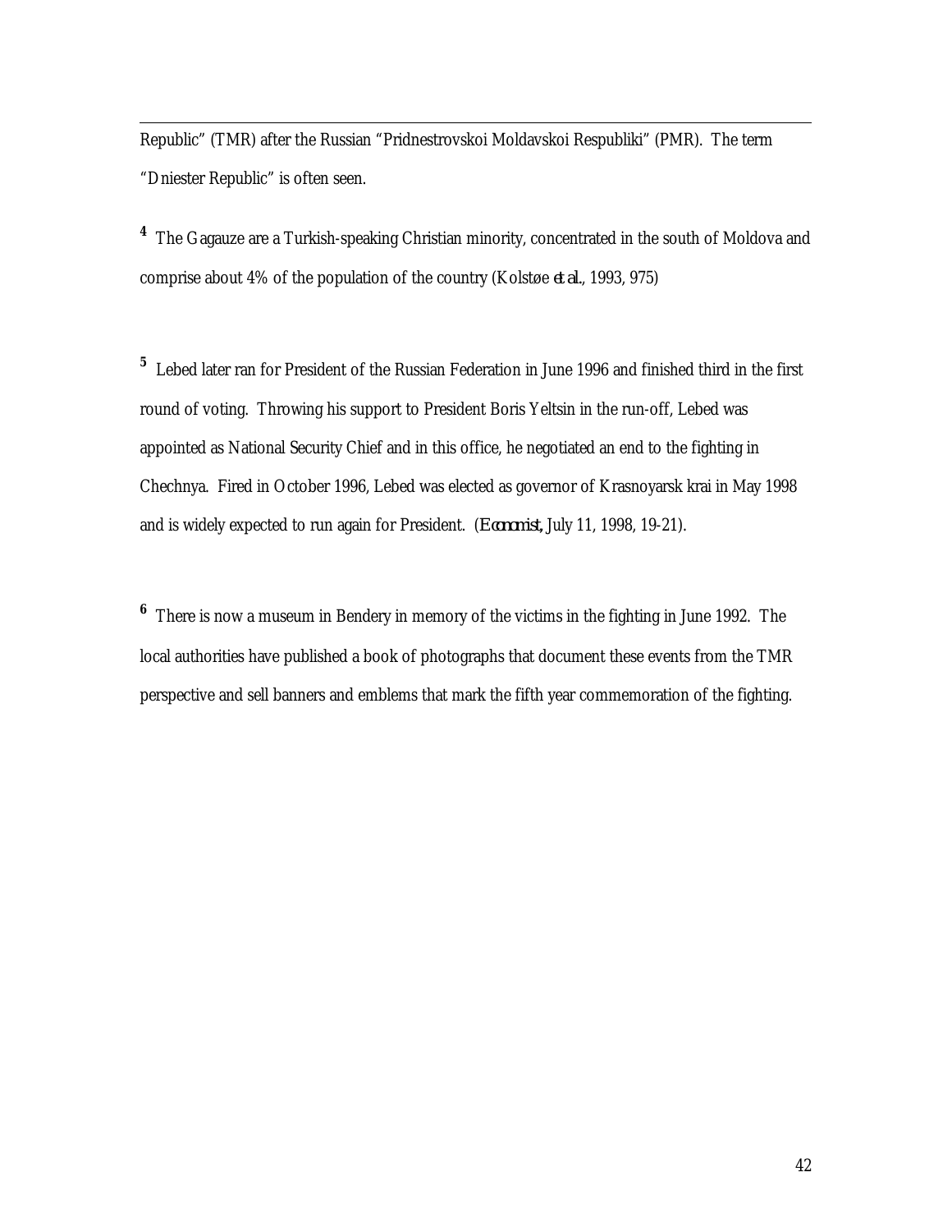Republic" (TMR) after the Russian "Pridnestrovskoi Moldavskoi Respubliki" (PMR). The term "Dniester Republic" is often seen.

[4] The Gagauze are a Turkish-speaking Christian minority, concentrated in the south of Moldova and comprise about 4% of the population of the country (Kolstøe *et al.*, 1993, 975)

[5] Lebed later ran for President of the Russian Federation in June 1996 and finished third in the first round of voting. Throwing his support to President Boris Yeltsin in the run-off, Lebed was appointed as National Security Chief and in this office, he negotiated an end to the fighting in Chechnya. Fired in October 1996, Lebed was elected as governor of Krasnoyarsk krai in May 1998 and is widely expected to run again for President. (*Economist,* July 11, 1998, 19-21).

[6] There is now a museum in Bendery in memory of the victims in the fighting in June 1992. The local authorities have published a book of photographs that document these events from the TMR perspective and sell banners and emblems that mark the fifth year commemoration of the fighting.